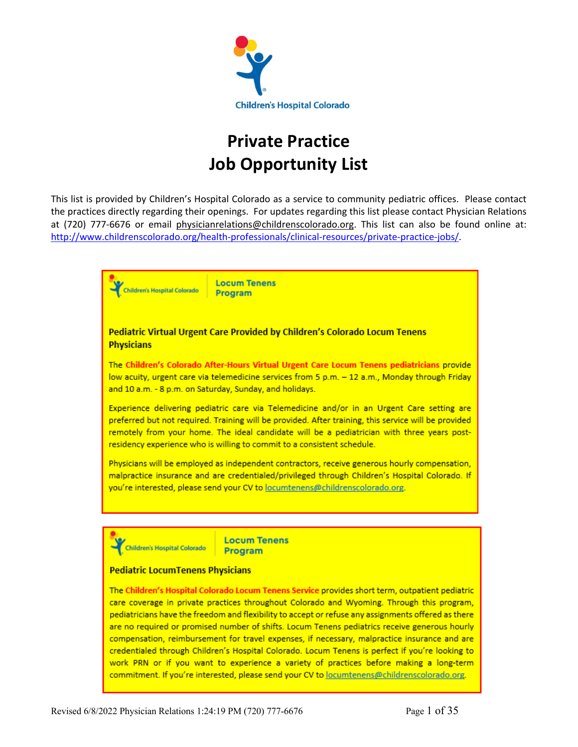Children's Hospital Colorado

# Private Practice
# Job Opportunity List

This list is provided by Children's Hospital Colorado as a service to community pediatric offices. Please contact the practices directly regarding their openings. For updates regarding this list please contact Physician Relations at (720) 777-6676 or email physicianrelations@childrenscolorado.org. This list can also be found online at: http://www.childrenscolorado.org/health-professionals/clinical-resources/private-practice-jobs/.

Children's Hospital Colorado | Locum Tenens Program

### Pediatric Virtual Urgent Care Provided by Children's Colorado Locum Tenens Physicians

The **Children's Colorado After-Hours Virtual Urgent Care Locum Tenens pediatricians** provide low acuity, urgent care via telemedicine services from 5 p.m. – 12 a.m., Monday through Friday and 10 a.m. - 8 p.m. on Saturday, Sunday, and holidays.

Experience delivering pediatric care via Telemedicine and/or in an Urgent Care setting are preferred but not required. Training will be provided. After training, this service will be provided remotely from your home. The ideal candidate will be a pediatrician with three years post-residency experience who is willing to commit to a consistent schedule.

Physicians will be employed as independent contractors, receive generous hourly compensation, malpractice insurance and are credentialed/privileged through Children's Hospital Colorado. If you're interested, please send your CV to locumtenens@childrenscolorado.org.

Children's Hospital Colorado | Locum Tenens Program

### Pediatric LocumTenens Physicians

The **Children's Hospital Colorado Locum Tenens Service** provides short term, outpatient pediatric care coverage in private practices throughout Colorado and Wyoming. Through this program, pediatricians have the freedom and flexibility to accept or refuse any assignments offered as there are no required or promised number of shifts. Locum Tenens pediatrics receive generous hourly compensation, reimbursement for travel expenses, if necessary, malpractice insurance and are credentialed through Children's Hospital Colorado. Locum Tenens is perfect if you're looking to work PRN or if you want to experience a variety of practices before making a long-term commitment. If you're interested, please send your CV to locumtenens@childrenscolorado.org.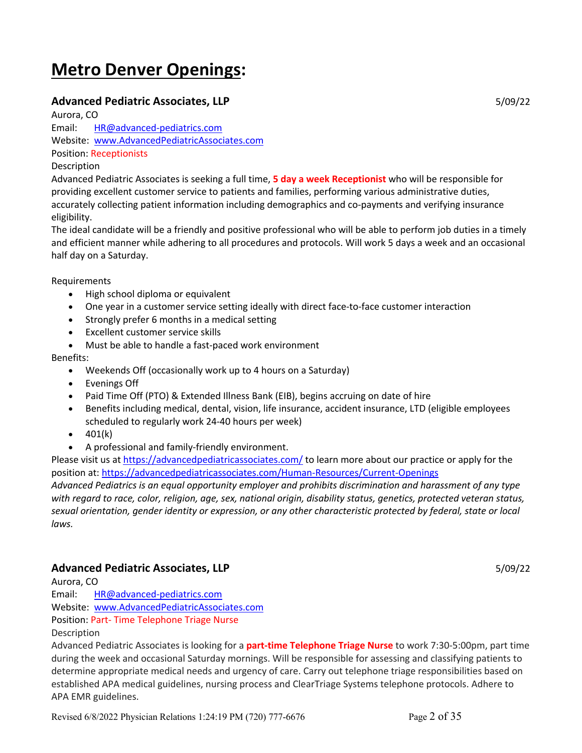# **Metro Denver Openings:**

### Advanced Pediatric Associates, LLP

5/09/22

Aurora, CO

Email: HR@advanced-pediatrics.com

Website: www.AdvancedPediatricAssociates.com

Position: Receptionists

Description

Advanced Pediatric Associates is seeking a full time, **5 day a week Receptionist** who will be responsible for providing excellent customer service to patients and families, performing various administrative duties, accurately collecting patient information including demographics and co-payments and verifying insurance eligibility.

The ideal candidate will be a friendly and positive professional who will be able to perform job duties in a timely and efficient manner while adhering to all procedures and protocols. Will work 5 days a week and an occasional half day on a Saturday.

Requirements

- High school diploma or equivalent
- One year in a customer service setting ideally with direct face-to-face customer interaction
- Strongly prefer 6 months in a medical setting
- Excellent customer service skills
- Must be able to handle a fast-paced work environment

Benefits:

- Weekends Off (occasionally work up to 4 hours on a Saturday)
- Evenings Off
- Paid Time Off (PTO) & Extended Illness Bank (EIB), begins accruing on date of hire
- Benefits including medical, dental, vision, life insurance, accident insurance, LTD (eligible employees scheduled to regularly work 24-40 hours per week)
- 401(k)
- A professional and family-friendly environment.

Please visit us at https://advancedpediatricassociates.com/ to learn more about our practice or apply for the position at: https://advancedpediatricassociates.com/Human-Resources/Current-Openings

*Advanced Pediatrics is an equal opportunity employer and prohibits discrimination and harassment of any type with regard to race, color, religion, age, sex, national origin, disability status, genetics, protected veteran status, sexual orientation, gender identity or expression, or any other characteristic protected by federal, state or local laws.*

### Advanced Pediatric Associates, LLP

5/09/22

Aurora, CO

Email: HR@advanced-pediatrics.com

Website: www.AdvancedPediatricAssociates.com

Position: Part- Time Telephone Triage Nurse

Description

Advanced Pediatric Associates is looking for a **part-time Telephone Triage Nurse** to work 7:30-5:00pm, part time during the week and occasional Saturday mornings. Will be responsible for assessing and classifying patients to determine appropriate medical needs and urgency of care. Carry out telephone triage responsibilities based on established APA medical guidelines, nursing process and ClearTriage Systems telephone protocols. Adhere to APA EMR guidelines.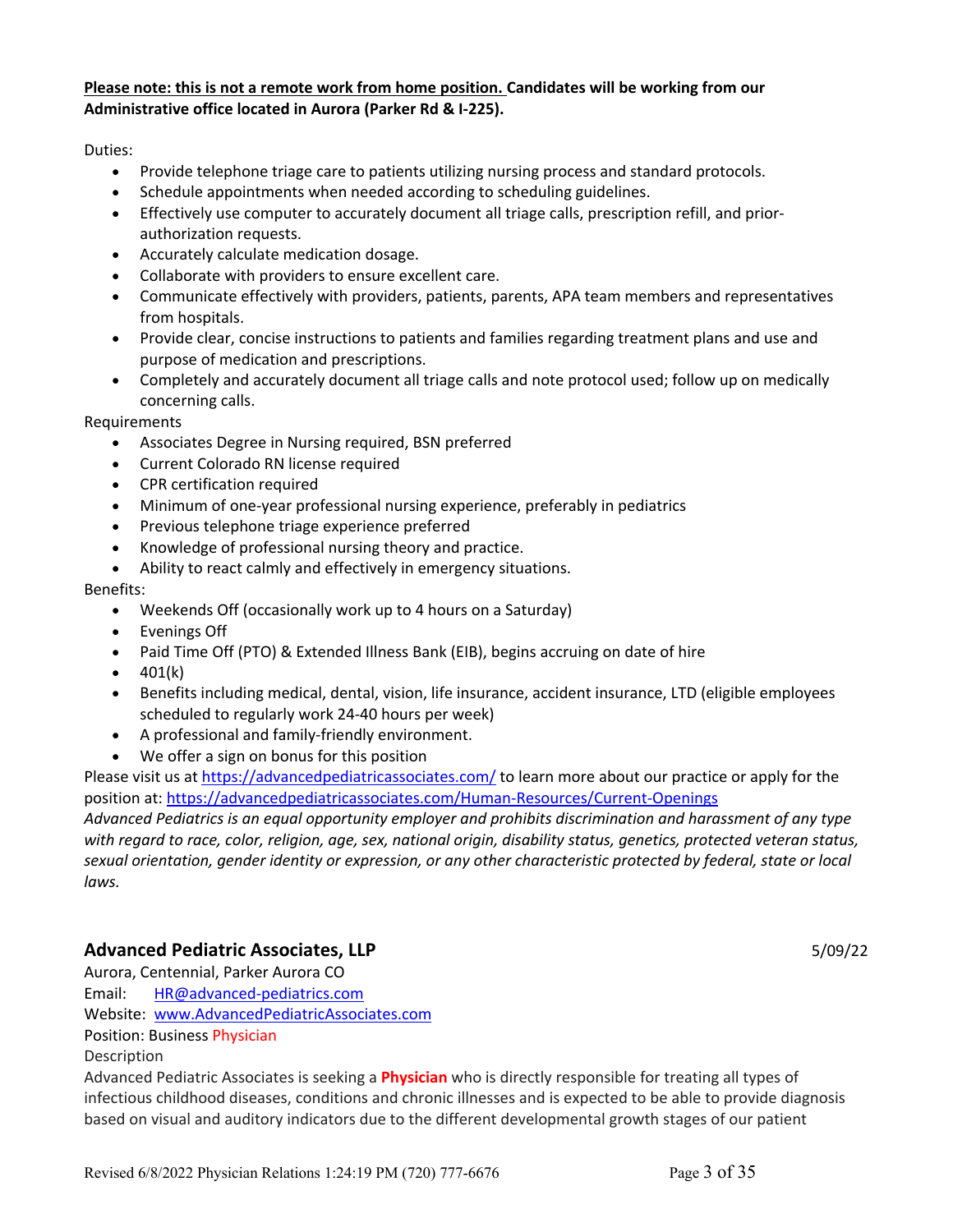**Please note: this is not a remote work from home position. Candidates will be working from our Administrative office located in Aurora (Parker Rd & I-225).**

Duties:

- Provide telephone triage care to patients utilizing nursing process and standard protocols.
- Schedule appointments when needed according to scheduling guidelines.
- Effectively use computer to accurately document all triage calls, prescription refill, and prior-authorization requests.
- Accurately calculate medication dosage.
- Collaborate with providers to ensure excellent care.
- Communicate effectively with providers, patients, parents, APA team members and representatives from hospitals.
- Provide clear, concise instructions to patients and families regarding treatment plans and use and purpose of medication and prescriptions.
- Completely and accurately document all triage calls and note protocol used; follow up on medically concerning calls.

Requirements

- Associates Degree in Nursing required, BSN preferred
- Current Colorado RN license required
- CPR certification required
- Minimum of one-year professional nursing experience, preferably in pediatrics
- Previous telephone triage experience preferred
- Knowledge of professional nursing theory and practice.
- Ability to react calmly and effectively in emergency situations.

Benefits:

- Weekends Off (occasionally work up to 4 hours on a Saturday)
- Evenings Off
- Paid Time Off (PTO) & Extended Illness Bank (EIB), begins accruing on date of hire
- 401(k)
- Benefits including medical, dental, vision, life insurance, accident insurance, LTD (eligible employees scheduled to regularly work 24-40 hours per week)
- A professional and family-friendly environment.
- We offer a sign on bonus for this position

Please visit us at https://advancedpediatricassociates.com/ to learn more about our practice or apply for the position at: https://advancedpediatricassociates.com/Human-Resources/Current-Openings

*Advanced Pediatrics is an equal opportunity employer and prohibits discrimination and harassment of any type with regard to race, color, religion, age, sex, national origin, disability status, genetics, protected veteran status, sexual orientation, gender identity or expression, or any other characteristic protected by federal, state or local laws.*

## Advanced Pediatric Associates, LLP

5/09/22

Aurora, Centennial, Parker Aurora CO

Email: HR@advanced-pediatrics.com

Website: www.AdvancedPediatricAssociates.com

Position: Business Physician

Description

Advanced Pediatric Associates is seeking a **Physician** who is directly responsible for treating all types of infectious childhood diseases, conditions and chronic illnesses and is expected to be able to provide diagnosis based on visual and auditory indicators due to the different developmental growth stages of our patient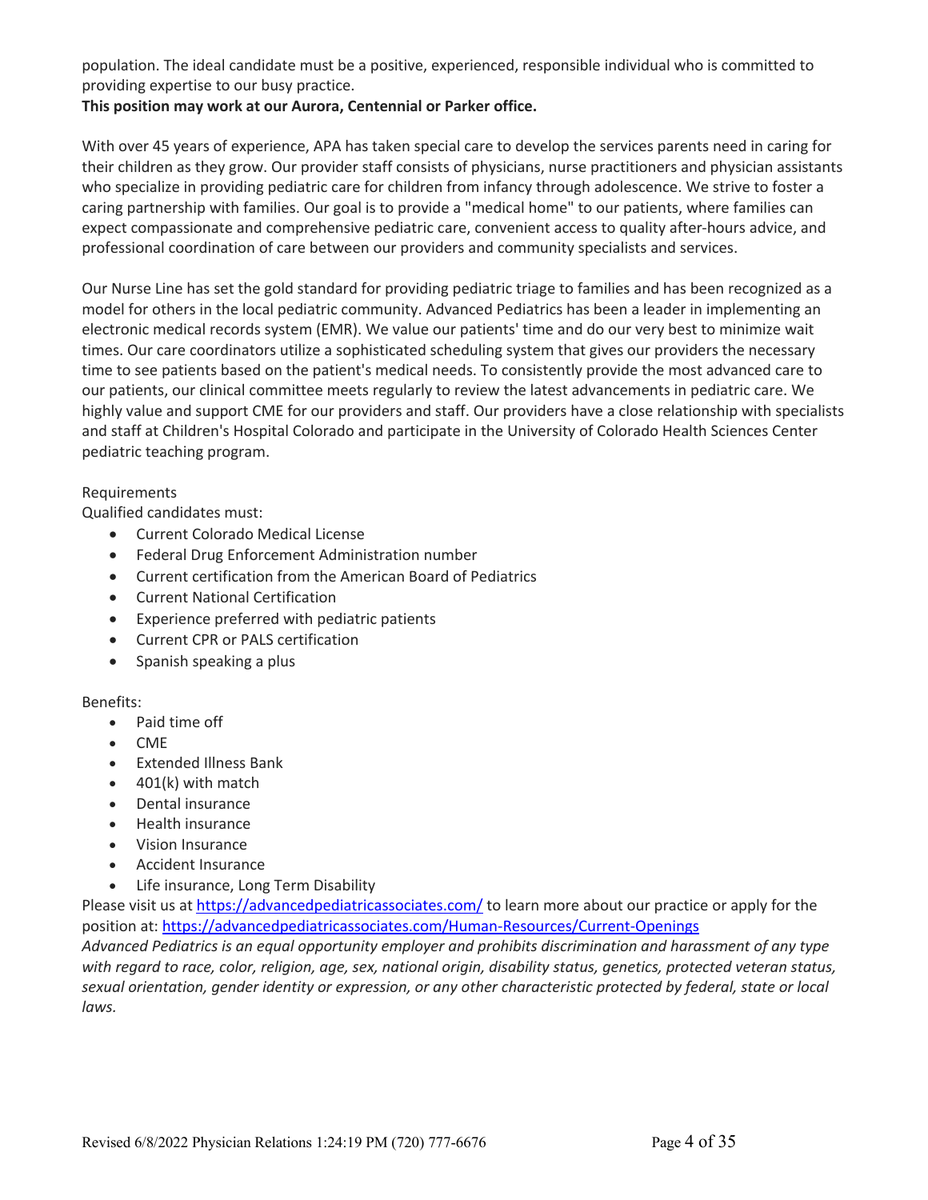population. The ideal candidate must be a positive, experienced, responsible individual who is committed to providing expertise to our busy practice.

**This position may work at our Aurora, Centennial or Parker office.**

With over 45 years of experience, APA has taken special care to develop the services parents need in caring for their children as they grow. Our provider staff consists of physicians, nurse practitioners and physician assistants who specialize in providing pediatric care for children from infancy through adolescence. We strive to foster a caring partnership with families. Our goal is to provide a "medical home" to our patients, where families can expect compassionate and comprehensive pediatric care, convenient access to quality after-hours advice, and professional coordination of care between our providers and community specialists and services.

Our Nurse Line has set the gold standard for providing pediatric triage to families and has been recognized as a model for others in the local pediatric community. Advanced Pediatrics has been a leader in implementing an electronic medical records system (EMR). We value our patients' time and do our very best to minimize wait times. Our care coordinators utilize a sophisticated scheduling system that gives our providers the necessary time to see patients based on the patient's medical needs. To consistently provide the most advanced care to our patients, our clinical committee meets regularly to review the latest advancements in pediatric care. We highly value and support CME for our providers and staff. Our providers have a close relationship with specialists and staff at Children's Hospital Colorado and participate in the University of Colorado Health Sciences Center pediatric teaching program.

Requirements

Qualified candidates must:

- Current Colorado Medical License
- Federal Drug Enforcement Administration number
- Current certification from the American Board of Pediatrics
- Current National Certification
- Experience preferred with pediatric patients
- Current CPR or PALS certification
- Spanish speaking a plus

Benefits:

- Paid time off
- CME
- Extended Illness Bank
- 401(k) with match
- Dental insurance
- Health insurance
- Vision Insurance
- Accident Insurance
- Life insurance, Long Term Disability

Please visit us at https://advancedpediatricassociates.com/ to learn more about our practice or apply for the position at: https://advancedpediatricassociates.com/Human-Resources/Current-Openings

*Advanced Pediatrics is an equal opportunity employer and prohibits discrimination and harassment of any type with regard to race, color, religion, age, sex, national origin, disability status, genetics, protected veteran status, sexual orientation, gender identity or expression, or any other characteristic protected by federal, state or local laws.*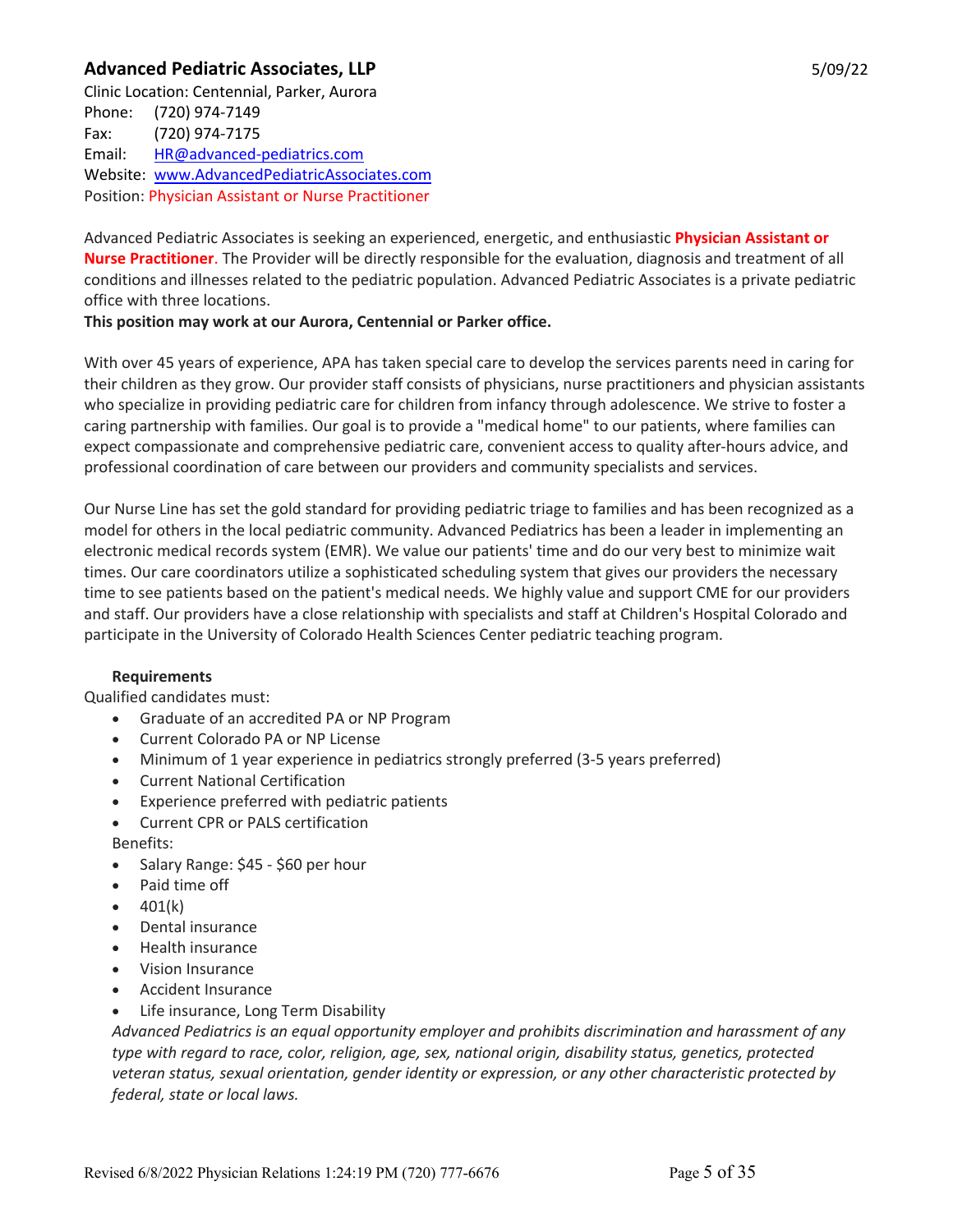## Advanced Pediatric Associates, LLP

5/09/22

Clinic Location: Centennial, Parker, Aurora
Phone: (720) 974-7149
Fax: (720) 974-7175
Email: HR@advanced-pediatrics.com
Website: www.AdvancedPediatricAssociates.com
Position: Physician Assistant or Nurse Practitioner

Advanced Pediatric Associates is seeking an experienced, energetic, and enthusiastic **Physician Assistant or Nurse Practitioner**. The Provider will be directly responsible for the evaluation, diagnosis and treatment of all conditions and illnesses related to the pediatric population. Advanced Pediatric Associates is a private pediatric office with three locations.
**This position may work at our Aurora, Centennial or Parker office.**

With over 45 years of experience, APA has taken special care to develop the services parents need in caring for their children as they grow. Our provider staff consists of physicians, nurse practitioners and physician assistants who specialize in providing pediatric care for children from infancy through adolescence. We strive to foster a caring partnership with families. Our goal is to provide a "medical home" to our patients, where families can expect compassionate and comprehensive pediatric care, convenient access to quality after-hours advice, and professional coordination of care between our providers and community specialists and services.

Our Nurse Line has set the gold standard for providing pediatric triage to families and has been recognized as a model for others in the local pediatric community. Advanced Pediatrics has been a leader in implementing an electronic medical records system (EMR). We value our patients' time and do our very best to minimize wait times. Our care coordinators utilize a sophisticated scheduling system that gives our providers the necessary time to see patients based on the patient's medical needs. We highly value and support CME for our providers and staff. Our providers have a close relationship with specialists and staff at Children's Hospital Colorado and participate in the University of Colorado Health Sciences Center pediatric teaching program.

**Requirements**

Qualified candidates must:

- Graduate of an accredited PA or NP Program
- Current Colorado PA or NP License
- Minimum of 1 year experience in pediatrics strongly preferred (3-5 years preferred)
- Current National Certification
- Experience preferred with pediatric patients
- Current CPR or PALS certification

Benefits:

- Salary Range: $45 - $60 per hour
- Paid time off
- 401(k)
- Dental insurance
- Health insurance
- Vision Insurance
- Accident Insurance
- Life insurance, Long Term Disability

*Advanced Pediatrics is an equal opportunity employer and prohibits discrimination and harassment of any type with regard to race, color, religion, age, sex, national origin, disability status, genetics, protected veteran status, sexual orientation, gender identity or expression, or any other characteristic protected by federal, state or local laws.*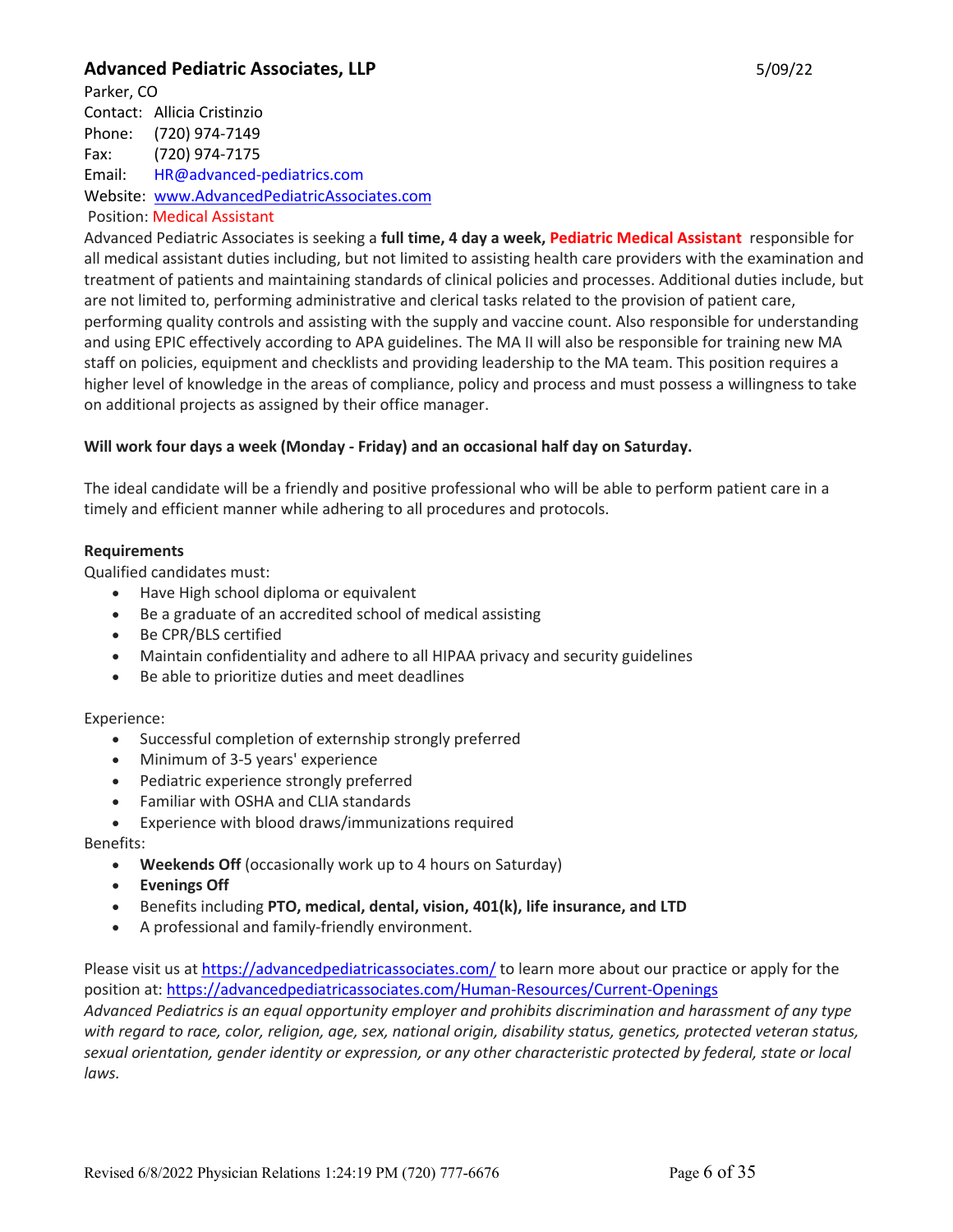## Advanced Pediatric Associates, LLP

5/09/22

Parker, CO
Contact: Allicia Cristinzio
Phone: (720) 974-7149
Fax: (720) 974-7175
Email: HR@advanced-pediatrics.com
Website: www.AdvancedPediatricAssociates.com
Position: Medical Assistant

Advanced Pediatric Associates is seeking a **full time, 4 day a week, Pediatric Medical Assistant** responsible for all medical assistant duties including, but not limited to assisting health care providers with the examination and treatment of patients and maintaining standards of clinical policies and processes. Additional duties include, but are not limited to, performing administrative and clerical tasks related to the provision of patient care, performing quality controls and assisting with the supply and vaccine count. Also responsible for understanding and using EPIC effectively according to APA guidelines. The MA II will also be responsible for training new MA staff on policies, equipment and checklists and providing leadership to the MA team. This position requires a higher level of knowledge in the areas of compliance, policy and process and must possess a willingness to take on additional projects as assigned by their office manager.

**Will work four days a week (Monday - Friday) and an occasional half day on Saturday.**

The ideal candidate will be a friendly and positive professional who will be able to perform patient care in a timely and efficient manner while adhering to all procedures and protocols.

**Requirements**

Qualified candidates must:

- Have High school diploma or equivalent
- Be a graduate of an accredited school of medical assisting
- Be CPR/BLS certified
- Maintain confidentiality and adhere to all HIPAA privacy and security guidelines
- Be able to prioritize duties and meet deadlines

Experience:

- Successful completion of externship strongly preferred
- Minimum of 3-5 years' experience
- Pediatric experience strongly preferred
- Familiar with OSHA and CLIA standards
- Experience with blood draws/immunizations required

Benefits:

- **Weekends Off** (occasionally work up to 4 hours on Saturday)
- **Evenings Off**
- Benefits including **PTO, medical, dental, vision, 401(k), life insurance, and LTD**
- A professional and family-friendly environment.

Please visit us at https://advancedpediatricassociates.com/ to learn more about our practice or apply for the position at: https://advancedpediatricassociates.com/Human-Resources/Current-Openings

*Advanced Pediatrics is an equal opportunity employer and prohibits discrimination and harassment of any type with regard to race, color, religion, age, sex, national origin, disability status, genetics, protected veteran status, sexual orientation, gender identity or expression, or any other characteristic protected by federal, state or local laws.*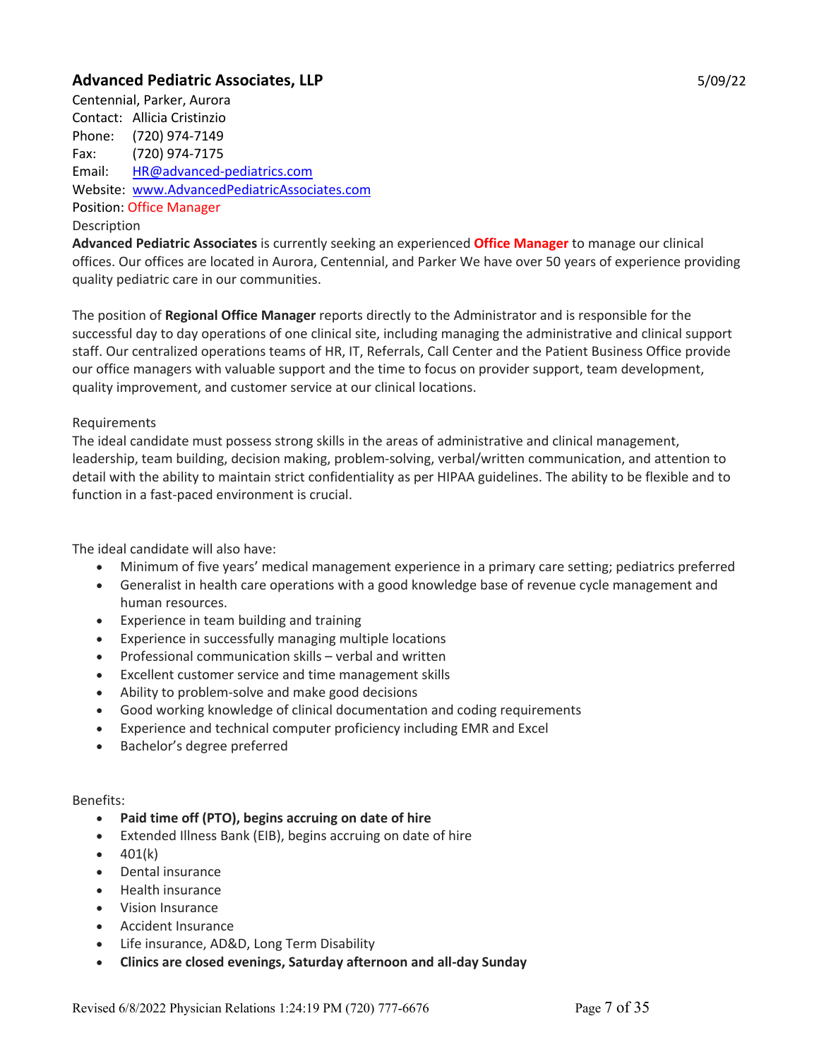## Advanced Pediatric Associates, LLP

5/09/22

Centennial, Parker, Aurora
Contact: Allicia Cristinzio
Phone: (720) 974-7149
Fax: (720) 974-7175
Email: HR@advanced-pediatrics.com
Website: www.AdvancedPediatricAssociates.com
Position: Office Manager
Description

**Advanced Pediatric Associates** is currently seeking an experienced **Office Manager** to manage our clinical offices. Our offices are located in Aurora, Centennial, and Parker We have over 50 years of experience providing quality pediatric care in our communities.

The position of **Regional Office Manager** reports directly to the Administrator and is responsible for the successful day to day operations of one clinical site, including managing the administrative and clinical support staff. Our centralized operations teams of HR, IT, Referrals, Call Center and the Patient Business Office provide our office managers with valuable support and the time to focus on provider support, team development, quality improvement, and customer service at our clinical locations.

Requirements

The ideal candidate must possess strong skills in the areas of administrative and clinical management, leadership, team building, decision making, problem-solving, verbal/written communication, and attention to detail with the ability to maintain strict confidentiality as per HIPAA guidelines. The ability to be flexible and to function in a fast-paced environment is crucial.

The ideal candidate will also have:

- Minimum of five years' medical management experience in a primary care setting; pediatrics preferred
- Generalist in health care operations with a good knowledge base of revenue cycle management and human resources.
- Experience in team building and training
- Experience in successfully managing multiple locations
- Professional communication skills – verbal and written
- Excellent customer service and time management skills
- Ability to problem-solve and make good decisions
- Good working knowledge of clinical documentation and coding requirements
- Experience and technical computer proficiency including EMR and Excel
- Bachelor's degree preferred

Benefits:

- **Paid time off (PTO), begins accruing on date of hire**
- Extended Illness Bank (EIB), begins accruing on date of hire
- 401(k)
- Dental insurance
- Health insurance
- Vision Insurance
- Accident Insurance
- Life insurance, AD&D, Long Term Disability
- **Clinics are closed evenings, Saturday afternoon and all-day Sunday**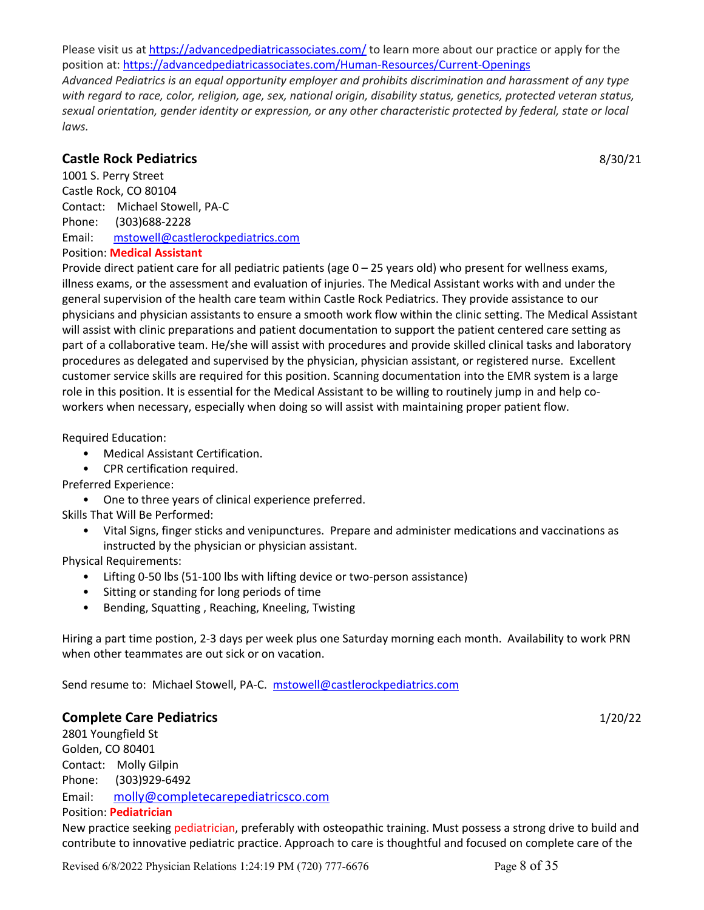Please visit us at [https://advancedpediatricassociates.com/](https://advancedpediatricassociates.com/) to learn more about our practice or apply for the position at: [https://advancedpediatricassociates.com/Human-Resources/Current-Openings](https://advancedpediatricassociates.com/Human-Resources/Current-Openings)

*Advanced Pediatrics is an equal opportunity employer and prohibits discrimination and harassment of any type with regard to race, color, religion, age, sex, national origin, disability status, genetics, protected veteran status, sexual orientation, gender identity or expression, or any other characteristic protected by federal, state or local laws.*

## Castle Rock Pediatrics

8/30/21

1001 S. Perry Street
Castle Rock, CO 80104
Contact: Michael Stowell, PA-C
Phone: (303)688-2228
Email: [mstowell@castlerockpediatrics.com](mailto:mstowell@castlerockpediatrics.com)
Position: **Medical Assistant**

Provide direct patient care for all pediatric patients (age 0 – 25 years old) who present for wellness exams, illness exams, or the assessment and evaluation of injuries. The Medical Assistant works with and under the general supervision of the health care team within Castle Rock Pediatrics. They provide assistance to our physicians and physician assistants to ensure a smooth work flow within the clinic setting. The Medical Assistant will assist with clinic preparations and patient documentation to support the patient centered care setting as part of a collaborative team. He/she will assist with procedures and provide skilled clinical tasks and laboratory procedures as delegated and supervised by the physician, physician assistant, or registered nurse. Excellent customer service skills are required for this position. Scanning documentation into the EMR system is a large role in this position. It is essential for the Medical Assistant to be willing to routinely jump in and help co-workers when necessary, especially when doing so will assist with maintaining proper patient flow.

Required Education:

- Medical Assistant Certification.
- CPR certification required.

Preferred Experience:

- One to three years of clinical experience preferred.

Skills That Will Be Performed:

- Vital Signs, finger sticks and venipunctures. Prepare and administer medications and vaccinations as instructed by the physician or physician assistant.

Physical Requirements:

- Lifting 0-50 lbs (51-100 lbs with lifting device or two-person assistance)
- Sitting or standing for long periods of time
- Bending, Squatting , Reaching, Kneeling, Twisting

Hiring a part time postion, 2-3 days per week plus one Saturday morning each month. Availability to work PRN when other teammates are out sick or on vacation.

Send resume to: Michael Stowell, PA-C. [mstowell@castlerockpediatrics.com](mailto:mstowell@castlerockpediatrics.com)

## Complete Care Pediatrics

1/20/22

2801 Youngfield St
Golden, CO 80401
Contact: Molly Gilpin
Phone: (303)929-6492
Email: [molly@completecarepediatricsco.com](mailto:molly@completecarepediatricsco.com)
Position: **Pediatrician**

New practice seeking pediatrician, preferably with osteopathic training. Must possess a strong drive to build and contribute to innovative pediatric practice. Approach to care is thoughtful and focused on complete care of the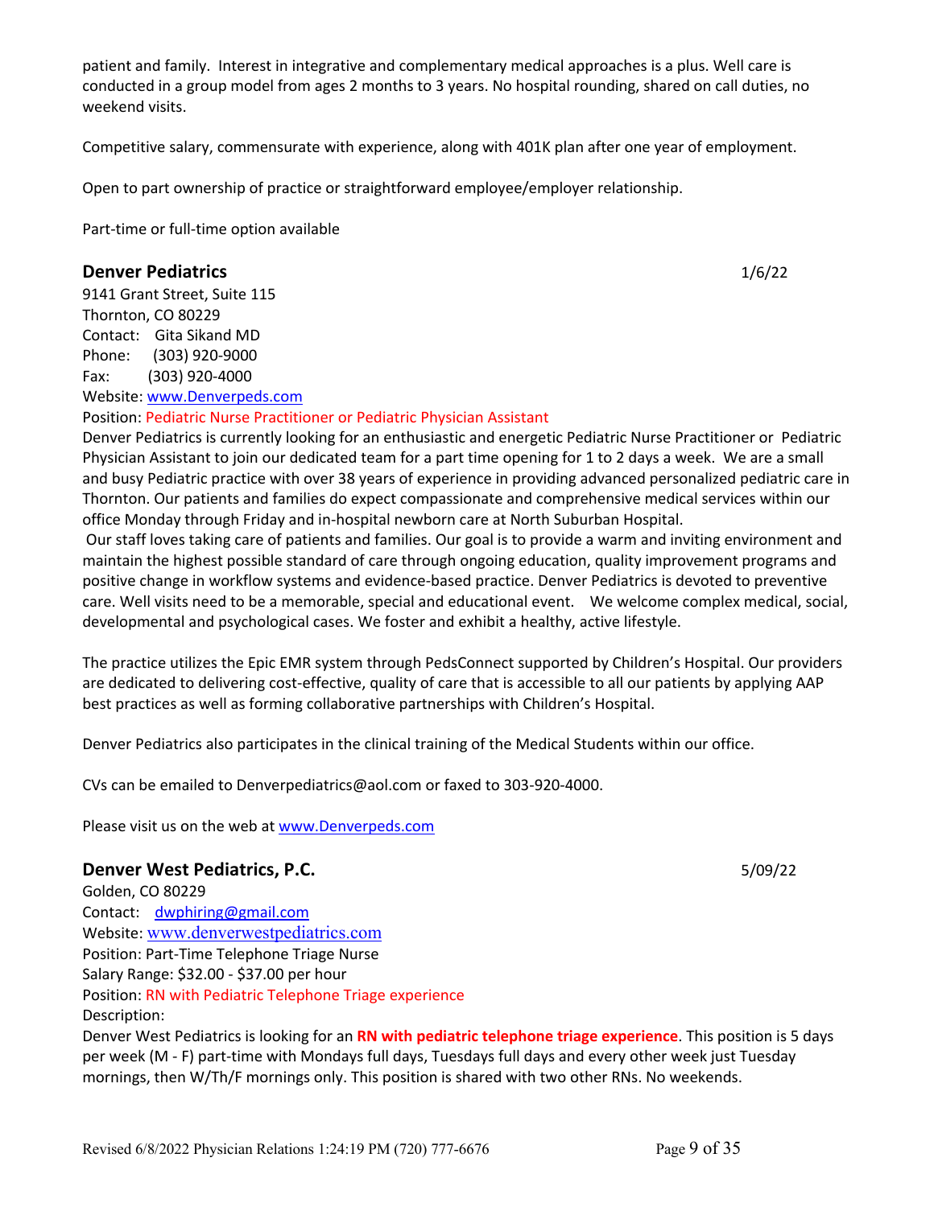patient and family. Interest in integrative and complementary medical approaches is a plus. Well care is conducted in a group model from ages 2 months to 3 years. No hospital rounding, shared on call duties, no weekend visits.

Competitive salary, commensurate with experience, along with 401K plan after one year of employment.

Open to part ownership of practice or straightforward employee/employer relationship.

Part-time or full-time option available

## Denver Pediatrics

1/6/22

9141 Grant Street, Suite 115
Thornton, CO 80229
Contact: Gita Sikand MD
Phone: (303) 920-9000
Fax: (303) 920-4000
Website: www.Denverpeds.com
Position: Pediatric Nurse Practitioner or Pediatric Physician Assistant

Denver Pediatrics is currently looking for an enthusiastic and energetic Pediatric Nurse Practitioner or Pediatric Physician Assistant to join our dedicated team for a part time opening for 1 to 2 days a week. We are a small and busy Pediatric practice with over 38 years of experience in providing advanced personalized pediatric care in Thornton. Our patients and families do expect compassionate and comprehensive medical services within our office Monday through Friday and in-hospital newborn care at North Suburban Hospital.

Our staff loves taking care of patients and families. Our goal is to provide a warm and inviting environment and maintain the highest possible standard of care through ongoing education, quality improvement programs and positive change in workflow systems and evidence-based practice. Denver Pediatrics is devoted to preventive care. Well visits need to be a memorable, special and educational event. We welcome complex medical, social, developmental and psychological cases. We foster and exhibit a healthy, active lifestyle.

The practice utilizes the Epic EMR system through PedsConnect supported by Children's Hospital. Our providers are dedicated to delivering cost-effective, quality of care that is accessible to all our patients by applying AAP best practices as well as forming collaborative partnerships with Children's Hospital.

Denver Pediatrics also participates in the clinical training of the Medical Students within our office.

CVs can be emailed to Denverpediatrics@aol.com or faxed to 303-920-4000.

Please visit us on the web at www.Denverpeds.com

## Denver West Pediatrics, P.C.

5/09/22

Golden, CO 80229
Contact: dwphiring@gmail.com
Website: www.denverwestpediatrics.com
Position: Part-Time Telephone Triage Nurse
Salary Range: $32.00 - $37.00 per hour
Position: RN with Pediatric Telephone Triage experience
Description:

Denver West Pediatrics is looking for an **RN with pediatric telephone triage experience**. This position is 5 days per week (M - F) part-time with Mondays full days, Tuesdays full days and every other week just Tuesday mornings, then W/Th/F mornings only. This position is shared with two other RNs. No weekends.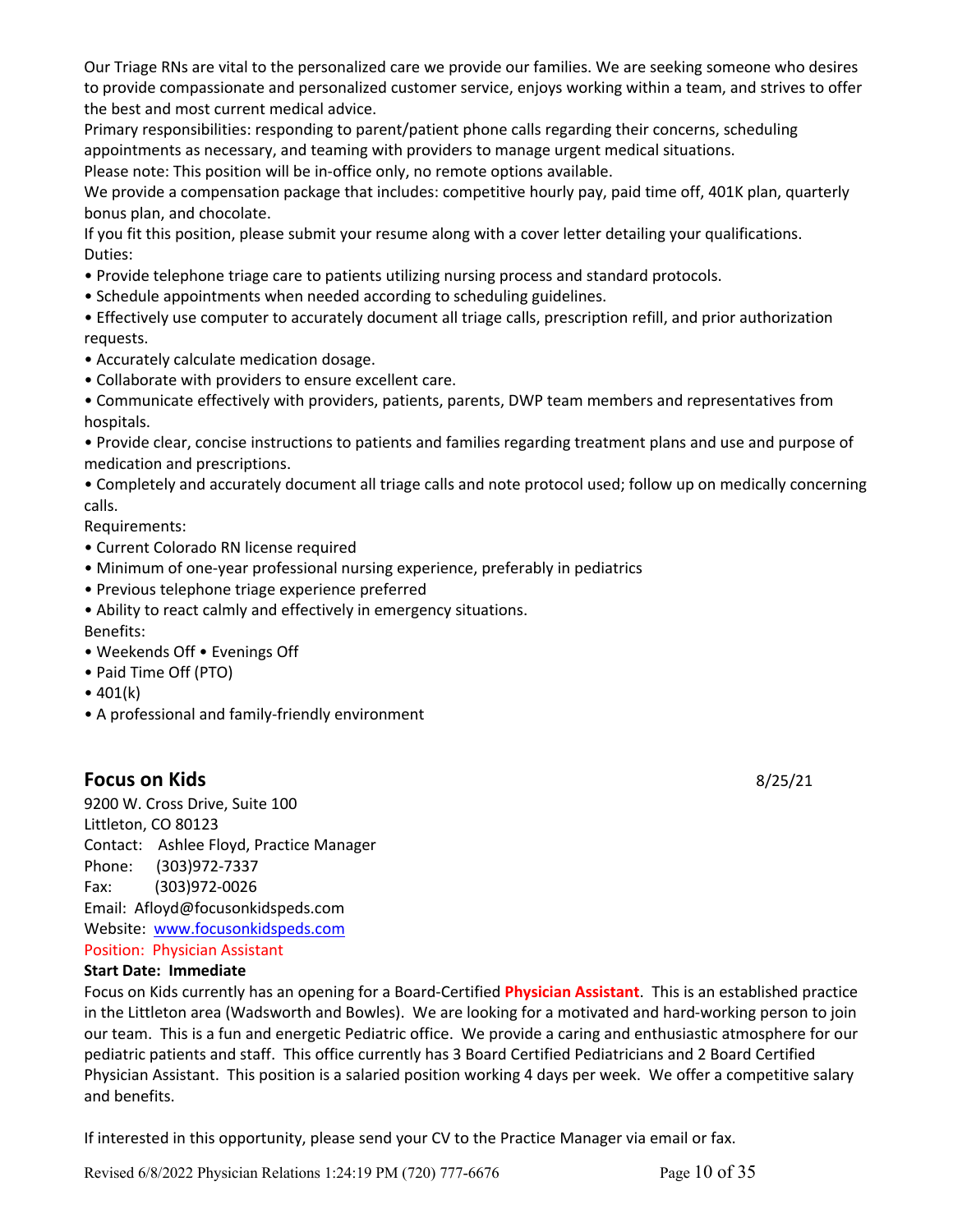Our Triage RNs are vital to the personalized care we provide our families. We are seeking someone who desires to provide compassionate and personalized customer service, enjoys working within a team, and strives to offer the best and most current medical advice.

Primary responsibilities: responding to parent/patient phone calls regarding their concerns, scheduling appointments as necessary, and teaming with providers to manage urgent medical situations.

Please note: This position will be in-office only, no remote options available.

We provide a compensation package that includes: competitive hourly pay, paid time off, 401K plan, quarterly bonus plan, and chocolate.

If you fit this position, please submit your resume along with a cover letter detailing your qualifications.

Duties:

- Provide telephone triage care to patients utilizing nursing process and standard protocols.
- Schedule appointments when needed according to scheduling guidelines.
- Effectively use computer to accurately document all triage calls, prescription refill, and prior authorization requests.
- Accurately calculate medication dosage.
- Collaborate with providers to ensure excellent care.
- Communicate effectively with providers, patients, parents, DWP team members and representatives from hospitals.
- Provide clear, concise instructions to patients and families regarding treatment plans and use and purpose of medication and prescriptions.
- Completely and accurately document all triage calls and note protocol used; follow up on medically concerning calls.

Requirements:

- Current Colorado RN license required
- Minimum of one-year professional nursing experience, preferably in pediatrics
- Previous telephone triage experience preferred
- Ability to react calmly and effectively in emergency situations.

Benefits:

- Weekends Off • Evenings Off
- Paid Time Off (PTO)
- 401(k)
- A professional and family-friendly environment

## Focus on Kids

8/25/21

9200 W. Cross Drive, Suite 100
Littleton, CO 80123
Contact: Ashlee Floyd, Practice Manager
Phone: (303)972-7337
Fax: (303)972-0026
Email: Afloyd@focusonkidspeds.com
Website: [www.focusonkidspeds.com](www.focusonkidspeds.com)
Position: Physician Assistant

**Start Date: Immediate**

Focus on Kids currently has an opening for a Board-Certified **Physician Assistant**. This is an established practice in the Littleton area (Wadsworth and Bowles). We are looking for a motivated and hard-working person to join our team. This is a fun and energetic Pediatric office. We provide a caring and enthusiastic atmosphere for our pediatric patients and staff. This office currently has 3 Board Certified Pediatricians and 2 Board Certified Physician Assistant. This position is a salaried position working 4 days per week. We offer a competitive salary and benefits.

If interested in this opportunity, please send your CV to the Practice Manager via email or fax.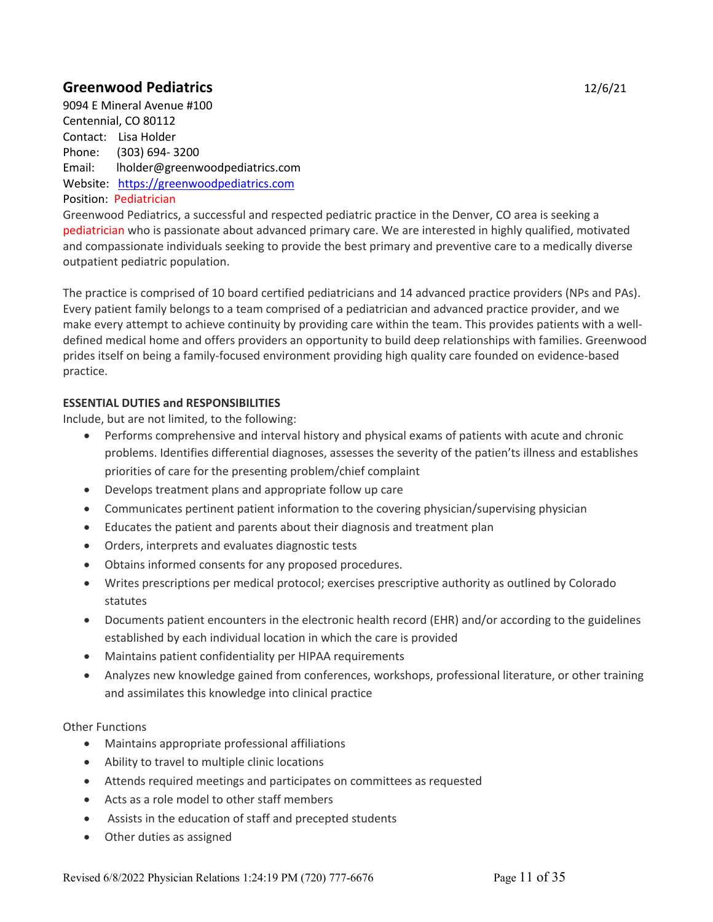## Greenwood Pediatrics

12/6/21

9094 E Mineral Avenue #100
Centennial, CO 80112
Contact: Lisa Holder
Phone: (303) 694- 3200
Email: lholder@greenwoodpediatrics.com
Website: https://greenwoodpediatrics.com
Position: Pediatrician

Greenwood Pediatrics, a successful and respected pediatric practice in the Denver, CO area is seeking a pediatrician who is passionate about advanced primary care. We are interested in highly qualified, motivated and compassionate individuals seeking to provide the best primary and preventive care to a medically diverse outpatient pediatric population.

The practice is comprised of 10 board certified pediatricians and 14 advanced practice providers (NPs and PAs). Every patient family belongs to a team comprised of a pediatrician and advanced practice provider, and we make every attempt to achieve continuity by providing care within the team. This provides patients with a well-defined medical home and offers providers an opportunity to build deep relationships with families. Greenwood prides itself on being a family-focused environment providing high quality care founded on evidence-based practice.

**ESSENTIAL DUTIES and RESPONSIBILITIES**

Include, but are not limited, to the following:

- Performs comprehensive and interval history and physical exams of patients with acute and chronic problems. Identifies differential diagnoses, assesses the severity of the patien'ts illness and establishes priorities of care for the presenting problem/chief complaint
- Develops treatment plans and appropriate follow up care
- Communicates pertinent patient information to the covering physician/supervising physician
- Educates the patient and parents about their diagnosis and treatment plan
- Orders, interprets and evaluates diagnostic tests
- Obtains informed consents for any proposed procedures.
- Writes prescriptions per medical protocol; exercises prescriptive authority as outlined by Colorado statutes
- Documents patient encounters in the electronic health record (EHR) and/or according to the guidelines established by each individual location in which the care is provided
- Maintains patient confidentiality per HIPAA requirements
- Analyzes new knowledge gained from conferences, workshops, professional literature, or other training and assimilates this knowledge into clinical practice

Other Functions

- Maintains appropriate professional affiliations
- Ability to travel to multiple clinic locations
- Attends required meetings and participates on committees as requested
- Acts as a role model to other staff members
- Assists in the education of staff and precepted students
- Other duties as assigned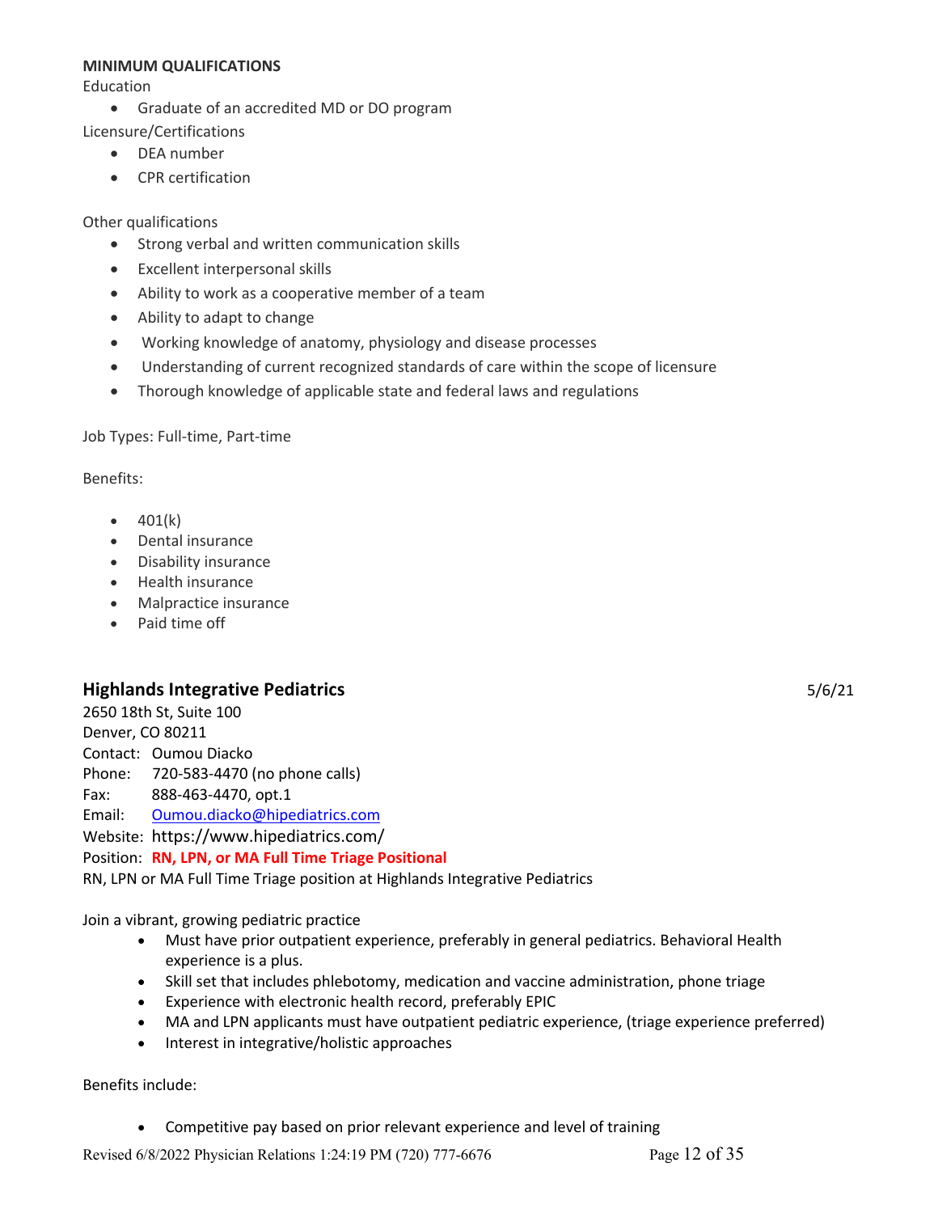**MINIMUM QUALIFICATIONS**

Education

- Graduate of an accredited MD or DO program

Licensure/Certifications

- DEA number
- CPR certification

Other qualifications

- Strong verbal and written communication skills
- Excellent interpersonal skills
- Ability to work as a cooperative member of a team
- Ability to adapt to change
- Working knowledge of anatomy, physiology and disease processes
- Understanding of current recognized standards of care within the scope of licensure
- Thorough knowledge of applicable state and federal laws and regulations

Job Types: Full-time, Part-time

Benefits:

- 401(k)
- Dental insurance
- Disability insurance
- Health insurance
- Malpractice insurance
- Paid time off

## Highlands Integrative Pediatrics

5/6/21

2650 18th St, Suite 100
Denver, CO 80211
Contact: Oumou Diacko
Phone: 720-583-4470 (no phone calls)
Fax: 888-463-4470, opt.1
Email: Oumou.diacko@hipediatrics.com
Website: https://www.hipediatrics.com/
Position: **RN, LPN, or MA Full Time Triage Positional**

RN, LPN or MA Full Time Triage position at Highlands Integrative Pediatrics

Join a vibrant, growing pediatric practice

- Must have prior outpatient experience, preferably in general pediatrics. Behavioral Health experience is a plus.
- Skill set that includes phlebotomy, medication and vaccine administration, phone triage
- Experience with electronic health record, preferably EPIC
- MA and LPN applicants must have outpatient pediatric experience, (triage experience preferred)
- Interest in integrative/holistic approaches

Benefits include:

- Competitive pay based on prior relevant experience and level of training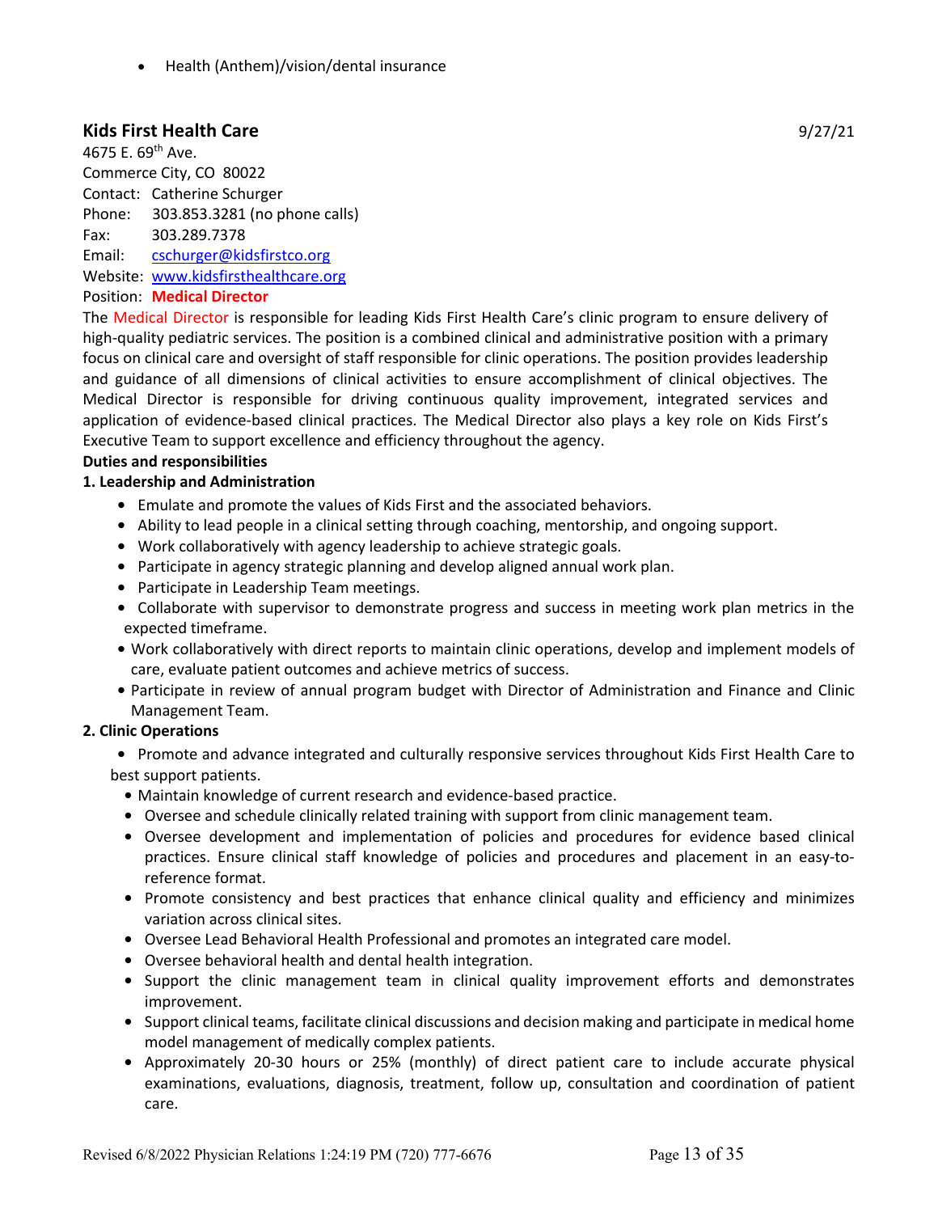- Health (Anthem)/vision/dental insurance

## Kids First Health Care

9/27/21

4675 E. 69th Ave.
Commerce City, CO 80022
Contact: Catherine Schurger
Phone: 303.853.3281 (no phone calls)
Fax: 303.289.7378
Email: cschurger@kidsfirstco.org
Website: www.kidsfirsthealthcare.org
Position: **Medical Director**

The Medical Director is responsible for leading Kids First Health Care's clinic program to ensure delivery of high-quality pediatric services. The position is a combined clinical and administrative position with a primary focus on clinical care and oversight of staff responsible for clinic operations. The position provides leadership and guidance of all dimensions of clinical activities to ensure accomplishment of clinical objectives. The Medical Director is responsible for driving continuous quality improvement, integrated services and application of evidence-based clinical practices. The Medical Director also plays a key role on Kids First's Executive Team to support excellence and efficiency throughout the agency.

**Duties and responsibilities**

**1. Leadership and Administration**

- Emulate and promote the values of Kids First and the associated behaviors.
- Ability to lead people in a clinical setting through coaching, mentorship, and ongoing support.
- Work collaboratively with agency leadership to achieve strategic goals.
- Participate in agency strategic planning and develop aligned annual work plan.
- Participate in Leadership Team meetings.
- Collaborate with supervisor to demonstrate progress and success in meeting work plan metrics in the expected timeframe.
- Work collaboratively with direct reports to maintain clinic operations, develop and implement models of care, evaluate patient outcomes and achieve metrics of success.
- Participate in review of annual program budget with Director of Administration and Finance and Clinic Management Team.

**2. Clinic Operations**

- Promote and advance integrated and culturally responsive services throughout Kids First Health Care to best support patients.
- Maintain knowledge of current research and evidence-based practice.
- Oversee and schedule clinically related training with support from clinic management team.
- Oversee development and implementation of policies and procedures for evidence based clinical practices. Ensure clinical staff knowledge of policies and procedures and placement in an easy-to-reference format.
- Promote consistency and best practices that enhance clinical quality and efficiency and minimizes variation across clinical sites.
- Oversee Lead Behavioral Health Professional and promotes an integrated care model.
- Oversee behavioral health and dental health integration.
- Support the clinic management team in clinical quality improvement efforts and demonstrates improvement.
- Support clinical teams, facilitate clinical discussions and decision making and participate in medical home model management of medically complex patients.
- Approximately 20-30 hours or 25% (monthly) of direct patient care to include accurate physical examinations, evaluations, diagnosis, treatment, follow up, consultation and coordination of patient care.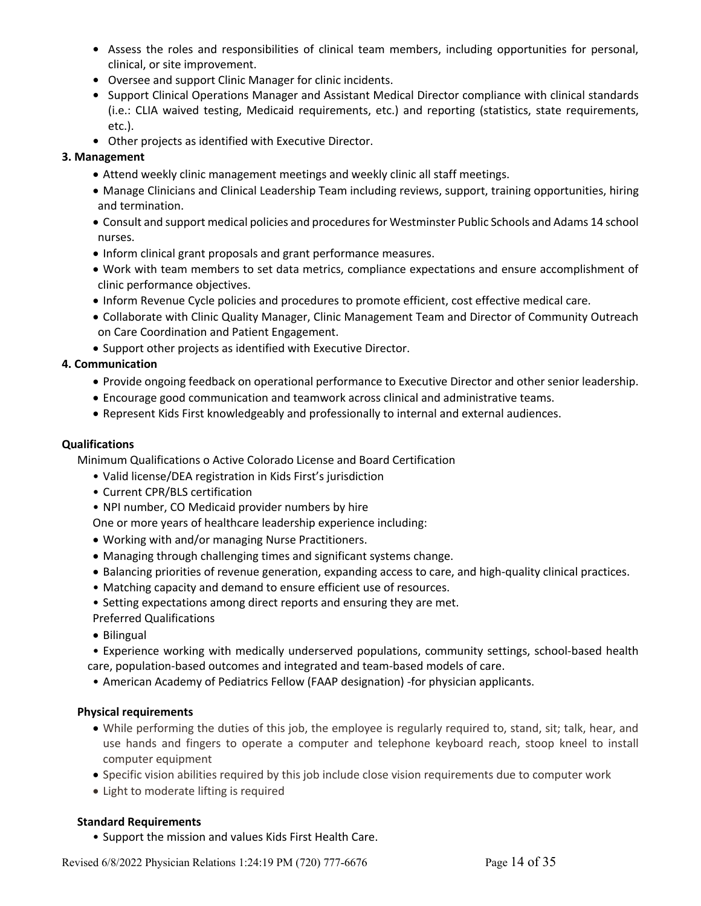- Assess the roles and responsibilities of clinical team members, including opportunities for personal, clinical, or site improvement.
- Oversee and support Clinic Manager for clinic incidents.
- Support Clinical Operations Manager and Assistant Medical Director compliance with clinical standards (i.e.: CLIA waived testing, Medicaid requirements, etc.) and reporting (statistics, state requirements, etc.).
- Other projects as identified with Executive Director.

**3. Management**

- Attend weekly clinic management meetings and weekly clinic all staff meetings.
- Manage Clinicians and Clinical Leadership Team including reviews, support, training opportunities, hiring and termination.
- Consult and support medical policies and procedures for Westminster Public Schools and Adams 14 school nurses.
- Inform clinical grant proposals and grant performance measures.
- Work with team members to set data metrics, compliance expectations and ensure accomplishment of clinic performance objectives.
- Inform Revenue Cycle policies and procedures to promote efficient, cost effective medical care.
- Collaborate with Clinic Quality Manager, Clinic Management Team and Director of Community Outreach on Care Coordination and Patient Engagement.
- Support other projects as identified with Executive Director.

**4. Communication**

- Provide ongoing feedback on operational performance to Executive Director and other senior leadership.
- Encourage good communication and teamwork across clinical and administrative teams.
- Represent Kids First knowledgeably and professionally to internal and external audiences.

**Qualifications**

Minimum Qualifications o Active Colorado License and Board Certification

- Valid license/DEA registration in Kids First's jurisdiction
- Current CPR/BLS certification
- NPI number, CO Medicaid provider numbers by hire

One or more years of healthcare leadership experience including:

- Working with and/or managing Nurse Practitioners.
- Managing through challenging times and significant systems change.
- Balancing priorities of revenue generation, expanding access to care, and high-quality clinical practices.
- Matching capacity and demand to ensure efficient use of resources.
- Setting expectations among direct reports and ensuring they are met.

Preferred Qualifications

- Bilingual
- Experience working with medically underserved populations, community settings, school-based health care, population-based outcomes and integrated and team-based models of care.
- American Academy of Pediatrics Fellow (FAAP designation) -for physician applicants.

**Physical requirements**

- While performing the duties of this job, the employee is regularly required to, stand, sit; talk, hear, and use hands and fingers to operate a computer and telephone keyboard reach, stoop kneel to install computer equipment
- Specific vision abilities required by this job include close vision requirements due to computer work
- Light to moderate lifting is required

**Standard Requirements**

- Support the mission and values Kids First Health Care.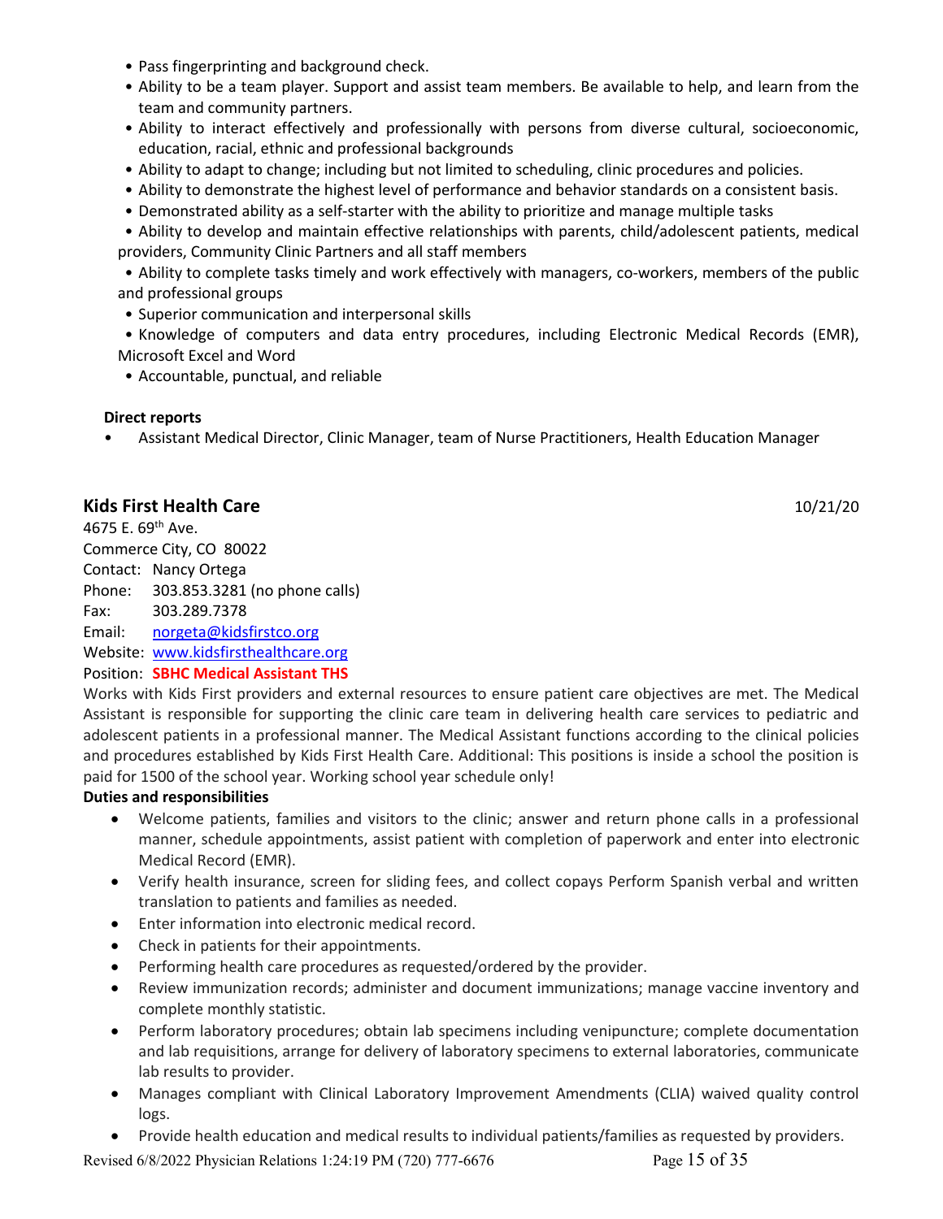- Pass fingerprinting and background check.
- Ability to be a team player. Support and assist team members. Be available to help, and learn from the team and community partners.
- Ability to interact effectively and professionally with persons from diverse cultural, socioeconomic, education, racial, ethnic and professional backgrounds
- Ability to adapt to change; including but not limited to scheduling, clinic procedures and policies.
- Ability to demonstrate the highest level of performance and behavior standards on a consistent basis.
- Demonstrated ability as a self-starter with the ability to prioritize and manage multiple tasks
- Ability to develop and maintain effective relationships with parents, child/adolescent patients, medical providers, Community Clinic Partners and all staff members
- Ability to complete tasks timely and work effectively with managers, co-workers, members of the public and professional groups
- Superior communication and interpersonal skills
- Knowledge of computers and data entry procedures, including Electronic Medical Records (EMR), Microsoft Excel and Word
- Accountable, punctual, and reliable

**Direct reports**

- Assistant Medical Director, Clinic Manager, team of Nurse Practitioners, Health Education Manager

## Kids First Health Care

10/21/20

4675 E. 69th Ave.
Commerce City, CO 80022
Contact: Nancy Ortega
Phone: 303.853.3281 (no phone calls)
Fax: 303.289.7378
Email: norgeta@kidsfirstco.org
Website: www.kidsfirsthealthcare.org
Position: **SBHC Medical Assistant THS**

Works with Kids First providers and external resources to ensure patient care objectives are met. The Medical Assistant is responsible for supporting the clinic care team in delivering health care services to pediatric and adolescent patients in a professional manner. The Medical Assistant functions according to the clinical policies and procedures established by Kids First Health Care. Additional: This positions is inside a school the position is paid for 1500 of the school year. Working school year schedule only!

**Duties and responsibilities**

- Welcome patients, families and visitors to the clinic; answer and return phone calls in a professional manner, schedule appointments, assist patient with completion of paperwork and enter into electronic Medical Record (EMR).
- Verify health insurance, screen for sliding fees, and collect copays Perform Spanish verbal and written translation to patients and families as needed.
- Enter information into electronic medical record.
- Check in patients for their appointments.
- Performing health care procedures as requested/ordered by the provider.
- Review immunization records; administer and document immunizations; manage vaccine inventory and complete monthly statistic.
- Perform laboratory procedures; obtain lab specimens including venipuncture; complete documentation and lab requisitions, arrange for delivery of laboratory specimens to external laboratories, communicate lab results to provider.
- Manages compliant with Clinical Laboratory Improvement Amendments (CLIA) waived quality control logs.
- Provide health education and medical results to individual patients/families as requested by providers.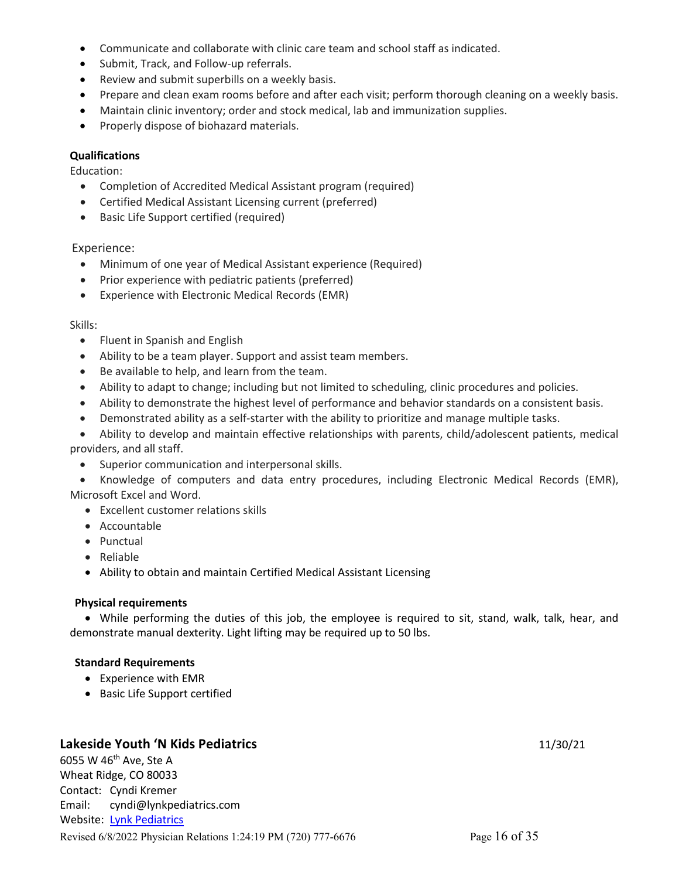- Communicate and collaborate with clinic care team and school staff as indicated.
- Submit, Track, and Follow-up referrals.
- Review and submit superbills on a weekly basis.
- Prepare and clean exam rooms before and after each visit; perform thorough cleaning on a weekly basis.
- Maintain clinic inventory; order and stock medical, lab and immunization supplies.
- Properly dispose of biohazard materials.

**Qualifications**

Education:

- Completion of Accredited Medical Assistant program (required)
- Certified Medical Assistant Licensing current (preferred)
- Basic Life Support certified (required)

Experience:

- Minimum of one year of Medical Assistant experience (Required)
- Prior experience with pediatric patients (preferred)
- Experience with Electronic Medical Records (EMR)

Skills:

- Fluent in Spanish and English
- Ability to be a team player. Support and assist team members.
- Be available to help, and learn from the team.
- Ability to adapt to change; including but not limited to scheduling, clinic procedures and policies.
- Ability to demonstrate the highest level of performance and behavior standards on a consistent basis.
- Demonstrated ability as a self-starter with the ability to prioritize and manage multiple tasks.
- Ability to develop and maintain effective relationships with parents, child/adolescent patients, medical providers, and all staff.
- Superior communication and interpersonal skills.
- Knowledge of computers and data entry procedures, including Electronic Medical Records (EMR), Microsoft Excel and Word.
- Excellent customer relations skills
- Accountable
- Punctual
- Reliable
- Ability to obtain and maintain Certified Medical Assistant Licensing

**Physical requirements**

- While performing the duties of this job, the employee is required to sit, stand, walk, talk, hear, and demonstrate manual dexterity. Light lifting may be required up to 50 lbs.

**Standard Requirements**

- Experience with EMR
- Basic Life Support certified

## Lakeside Youth 'N Kids Pediatrics

11/30/21

6055 W 46th Ave, Ste A
Wheat Ridge, CO 80033
Contact: Cyndi Kremer
Email: cyndi@lynkpediatrics.com
Website: Lynk Pediatrics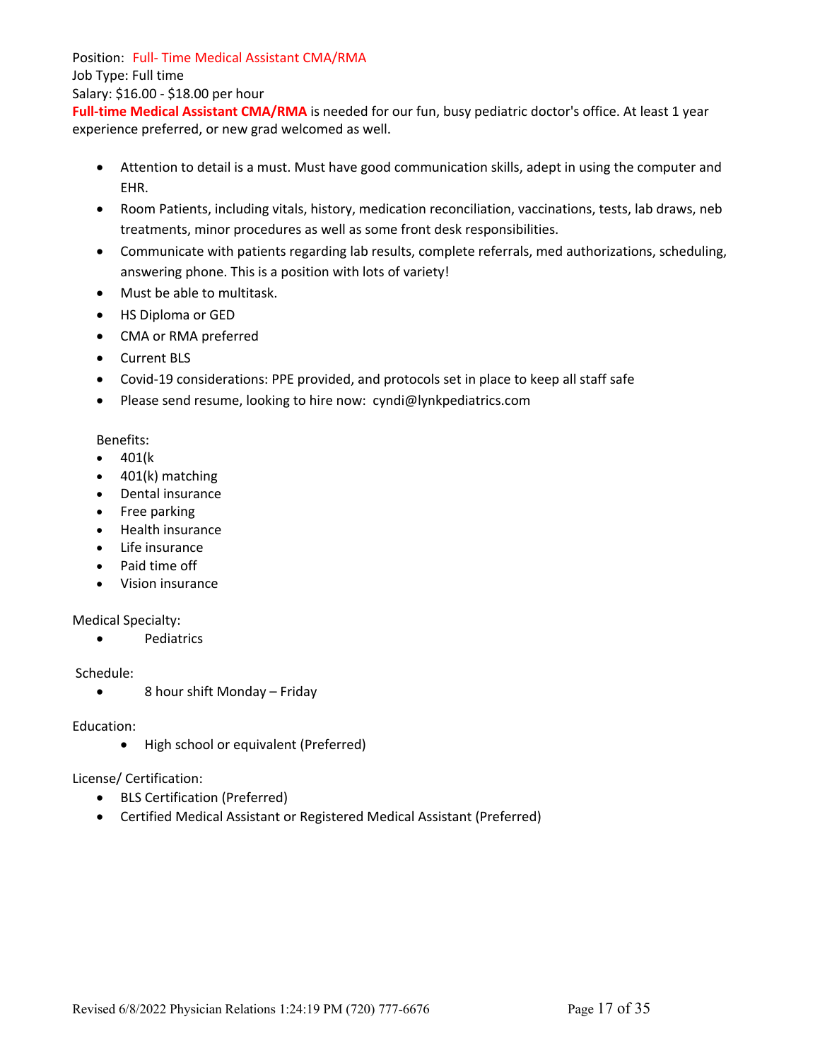Position: Full- Time Medical Assistant CMA/RMA
Job Type: Full time
Salary: $16.00 - $18.00 per hour

**Full-time Medical Assistant CMA/RMA** is needed for our fun, busy pediatric doctor's office. At least 1 year experience preferred, or new grad welcomed as well.

- Attention to detail is a must. Must have good communication skills, adept in using the computer and EHR.
- Room Patients, including vitals, history, medication reconciliation, vaccinations, tests, lab draws, neb treatments, minor procedures as well as some front desk responsibilities.
- Communicate with patients regarding lab results, complete referrals, med authorizations, scheduling, answering phone. This is a position with lots of variety!
- Must be able to multitask.
- HS Diploma or GED
- CMA or RMA preferred
- Current BLS
- Covid-19 considerations: PPE provided, and protocols set in place to keep all staff safe
- Please send resume, looking to hire now: cyndi@lynkpediatrics.com

Benefits:

- 401(k
- 401(k) matching
- Dental insurance
- Free parking
- Health insurance
- Life insurance
- Paid time off
- Vision insurance

Medical Specialty:

- Pediatrics

Schedule:

- 8 hour shift Monday – Friday

Education:

- High school or equivalent (Preferred)

License/ Certification:

- BLS Certification (Preferred)
- Certified Medical Assistant or Registered Medical Assistant (Preferred)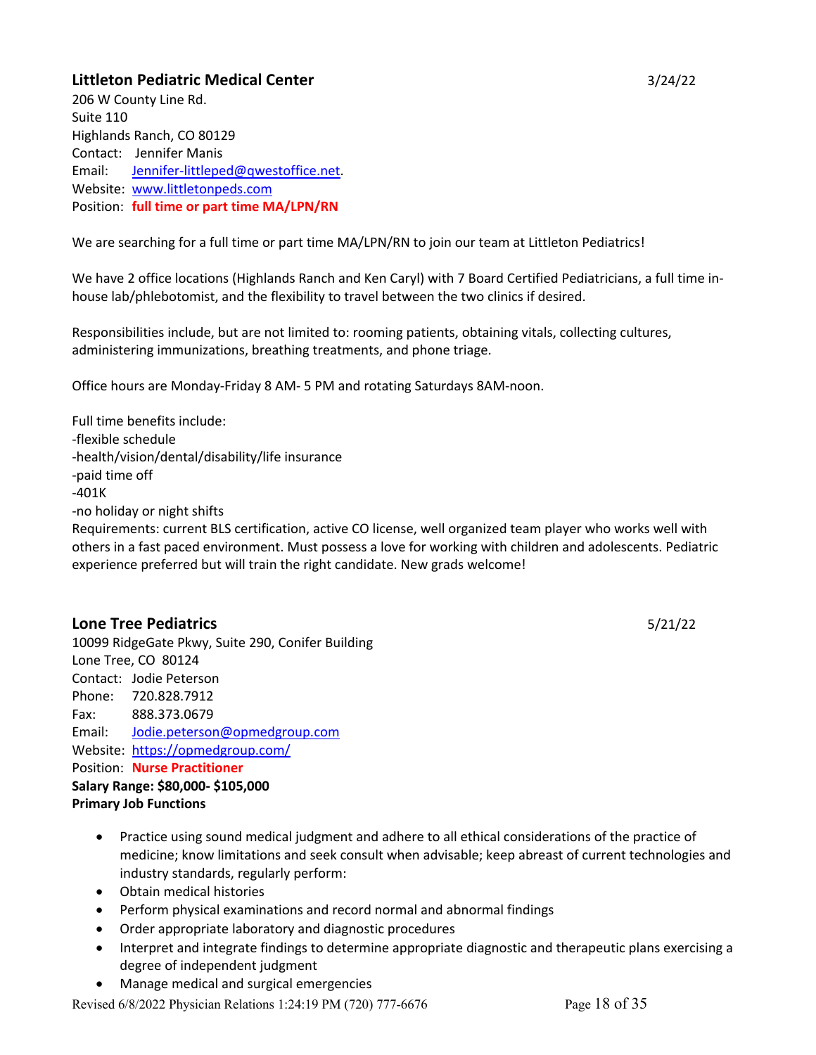## Littleton Pediatric Medical Center

3/24/22

206 W County Line Rd.
Suite 110
Highlands Ranch, CO 80129
Contact: Jennifer Manis
Email: Jennifer-littleped@qwestoffice.net.
Website: www.littletonpeds.com
Position: **full time or part time MA/LPN/RN**

We are searching for a full time or part time MA/LPN/RN to join our team at Littleton Pediatrics!

We have 2 office locations (Highlands Ranch and Ken Caryl) with 7 Board Certified Pediatricians, a full time in-house lab/phlebotomist, and the flexibility to travel between the two clinics if desired.

Responsibilities include, but are not limited to: rooming patients, obtaining vitals, collecting cultures, administering immunizations, breathing treatments, and phone triage.

Office hours are Monday-Friday 8 AM- 5 PM and rotating Saturdays 8AM-noon.

Full time benefits include:
-flexible schedule
-health/vision/dental/disability/life insurance
-paid time off
-401K
-no holiday or night shifts
Requirements: current BLS certification, active CO license, well organized team player who works well with others in a fast paced environment. Must possess a love for working with children and adolescents. Pediatric experience preferred but will train the right candidate. New grads welcome!

## Lone Tree Pediatrics

5/21/22

10099 RidgeGate Pkwy, Suite 290, Conifer Building
Lone Tree, CO 80124
Contact: Jodie Peterson
Phone: 720.828.7912
Fax: 888.373.0679
Email: Jodie.peterson@opmedgroup.com
Website: https://opmedgroup.com/
Position: **Nurse Practitioner**
**Salary Range: $80,000- $105,000**
**Primary Job Functions**

- Practice using sound medical judgment and adhere to all ethical considerations of the practice of medicine; know limitations and seek consult when advisable; keep abreast of current technologies and industry standards, regularly perform:
- Obtain medical histories
- Perform physical examinations and record normal and abnormal findings
- Order appropriate laboratory and diagnostic procedures
- Interpret and integrate findings to determine appropriate diagnostic and therapeutic plans exercising a degree of independent judgment
- Manage medical and surgical emergencies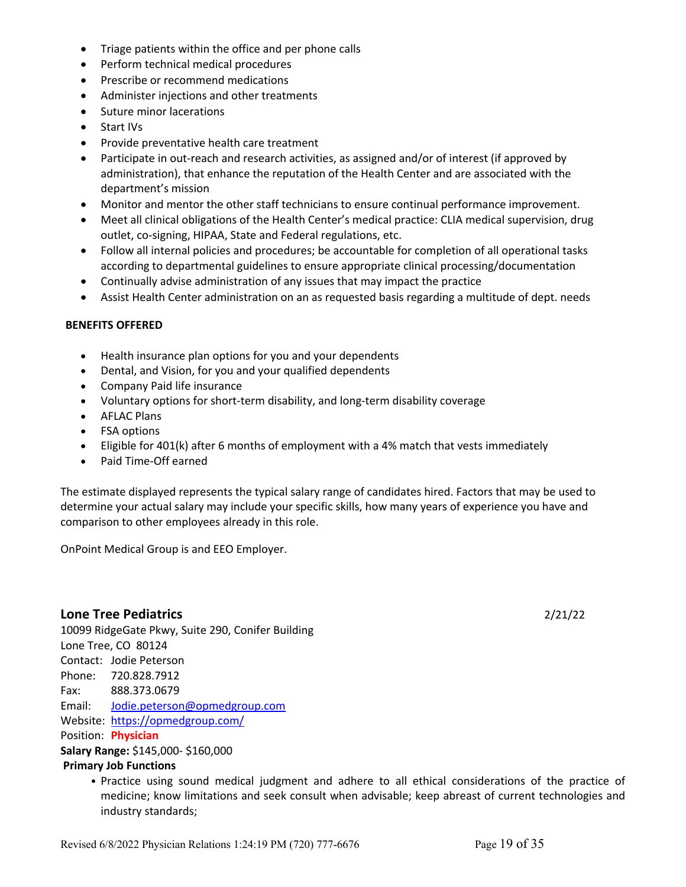- Triage patients within the office and per phone calls
- Perform technical medical procedures
- Prescribe or recommend medications
- Administer injections and other treatments
- Suture minor lacerations
- Start IVs
- Provide preventative health care treatment
- Participate in out-reach and research activities, as assigned and/or of interest (if approved by administration), that enhance the reputation of the Health Center and are associated with the department's mission
- Monitor and mentor the other staff technicians to ensure continual performance improvement.
- Meet all clinical obligations of the Health Center's medical practice: CLIA medical supervision, drug outlet, co-signing, HIPAA, State and Federal regulations, etc.
- Follow all internal policies and procedures; be accountable for completion of all operational tasks according to departmental guidelines to ensure appropriate clinical processing/documentation
- Continually advise administration of any issues that may impact the practice
- Assist Health Center administration on an as requested basis regarding a multitude of dept. needs

**BENEFITS OFFERED**

- Health insurance plan options for you and your dependents
- Dental, and Vision, for you and your qualified dependents
- Company Paid life insurance
- Voluntary options for short-term disability, and long-term disability coverage
- AFLAC Plans
- FSA options
- Eligible for 401(k) after 6 months of employment with a 4% match that vests immediately
- Paid Time-Off earned

The estimate displayed represents the typical salary range of candidates hired. Factors that may be used to determine your actual salary may include your specific skills, how many years of experience you have and comparison to other employees already in this role.

OnPoint Medical Group is and EEO Employer.

## Lone Tree Pediatrics

2/21/22

10099 RidgeGate Pkwy, Suite 290, Conifer Building
Lone Tree, CO 80124
Contact: Jodie Peterson
Phone: 720.828.7912
Fax: 888.373.0679
Email: Jodie.peterson@opmedgroup.com
Website: https://opmedgroup.com/
Position: **Physician**
**Salary Range:** $145,000- $160,000

**Primary Job Functions**

- Practice using sound medical judgment and adhere to all ethical considerations of the practice of medicine; know limitations and seek consult when advisable; keep abreast of current technologies and industry standards;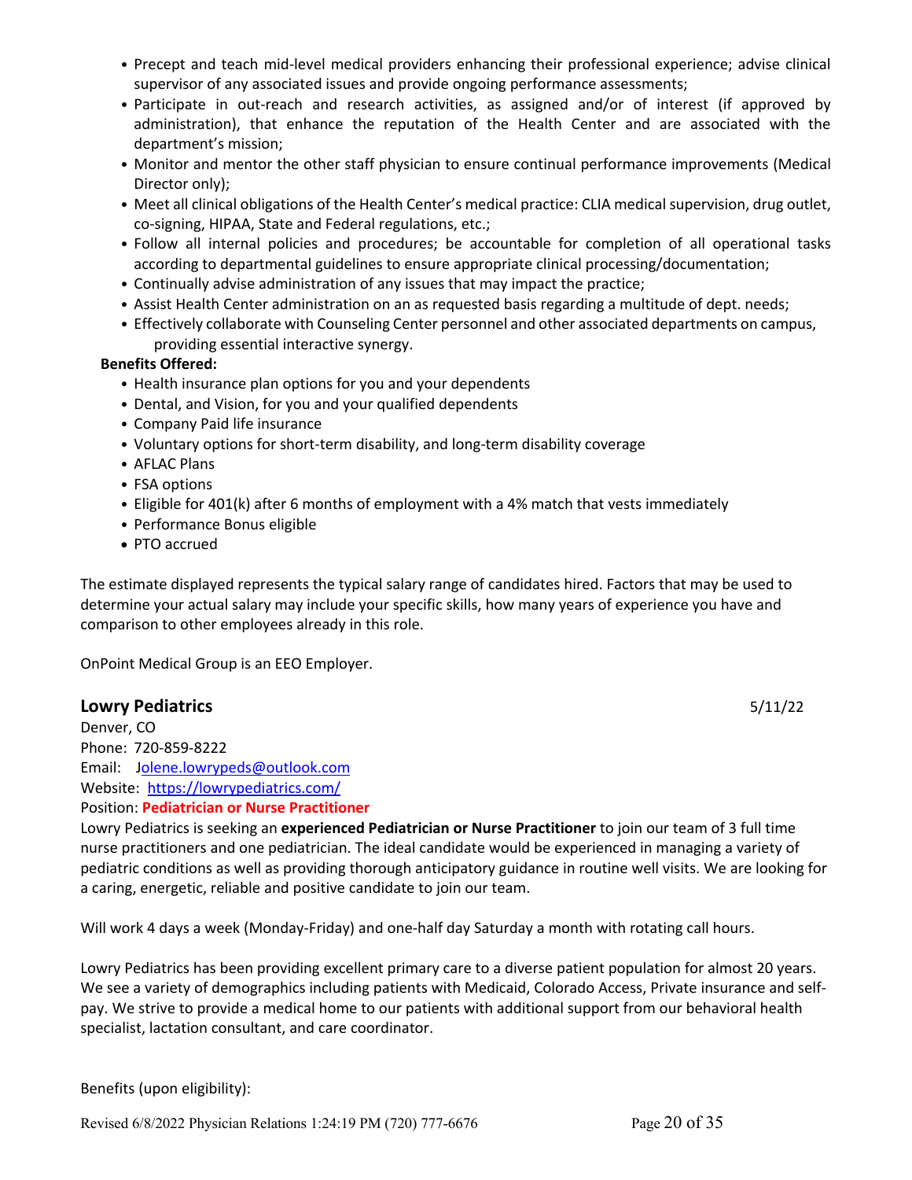- Precept and teach mid-level medical providers enhancing their professional experience; advise clinical supervisor of any associated issues and provide ongoing performance assessments;
- Participate in out-reach and research activities, as assigned and/or of interest (if approved by administration), that enhance the reputation of the Health Center and are associated with the department's mission;
- Monitor and mentor the other staff physician to ensure continual performance improvements (Medical Director only);
- Meet all clinical obligations of the Health Center's medical practice: CLIA medical supervision, drug outlet, co-signing, HIPAA, State and Federal regulations, etc.;
- Follow all internal policies and procedures; be accountable for completion of all operational tasks according to departmental guidelines to ensure appropriate clinical processing/documentation;
- Continually advise administration of any issues that may impact the practice;
- Assist Health Center administration on an as requested basis regarding a multitude of dept. needs;
- Effectively collaborate with Counseling Center personnel and other associated departments on campus, providing essential interactive synergy.

**Benefits Offered:**

- Health insurance plan options for you and your dependents
- Dental, and Vision, for you and your qualified dependents
- Company Paid life insurance
- Voluntary options for short-term disability, and long-term disability coverage
- AFLAC Plans
- FSA options
- Eligible for 401(k) after 6 months of employment with a 4% match that vests immediately
- Performance Bonus eligible
- PTO accrued

The estimate displayed represents the typical salary range of candidates hired. Factors that may be used to determine your actual salary may include your specific skills, how many years of experience you have and comparison to other employees already in this role.

OnPoint Medical Group is an EEO Employer.

## Lowry Pediatrics

5/11/22

Denver, CO
Phone: 720-859-8222
Email: Jolene.lowrypeds@outlook.com
Website: https://lowrypediatrics.com/
Position: **Pediatrician or Nurse Practitioner**

Lowry Pediatrics is seeking an **experienced Pediatrician or Nurse Practitioner** to join our team of 3 full time nurse practitioners and one pediatrician. The ideal candidate would be experienced in managing a variety of pediatric conditions as well as providing thorough anticipatory guidance in routine well visits. We are looking for a caring, energetic, reliable and positive candidate to join our team.

Will work 4 days a week (Monday-Friday) and one-half day Saturday a month with rotating call hours.

Lowry Pediatrics has been providing excellent primary care to a diverse patient population for almost 20 years. We see a variety of demographics including patients with Medicaid, Colorado Access, Private insurance and self-pay. We strive to provide a medical home to our patients with additional support from our behavioral health specialist, lactation consultant, and care coordinator.

Benefits (upon eligibility):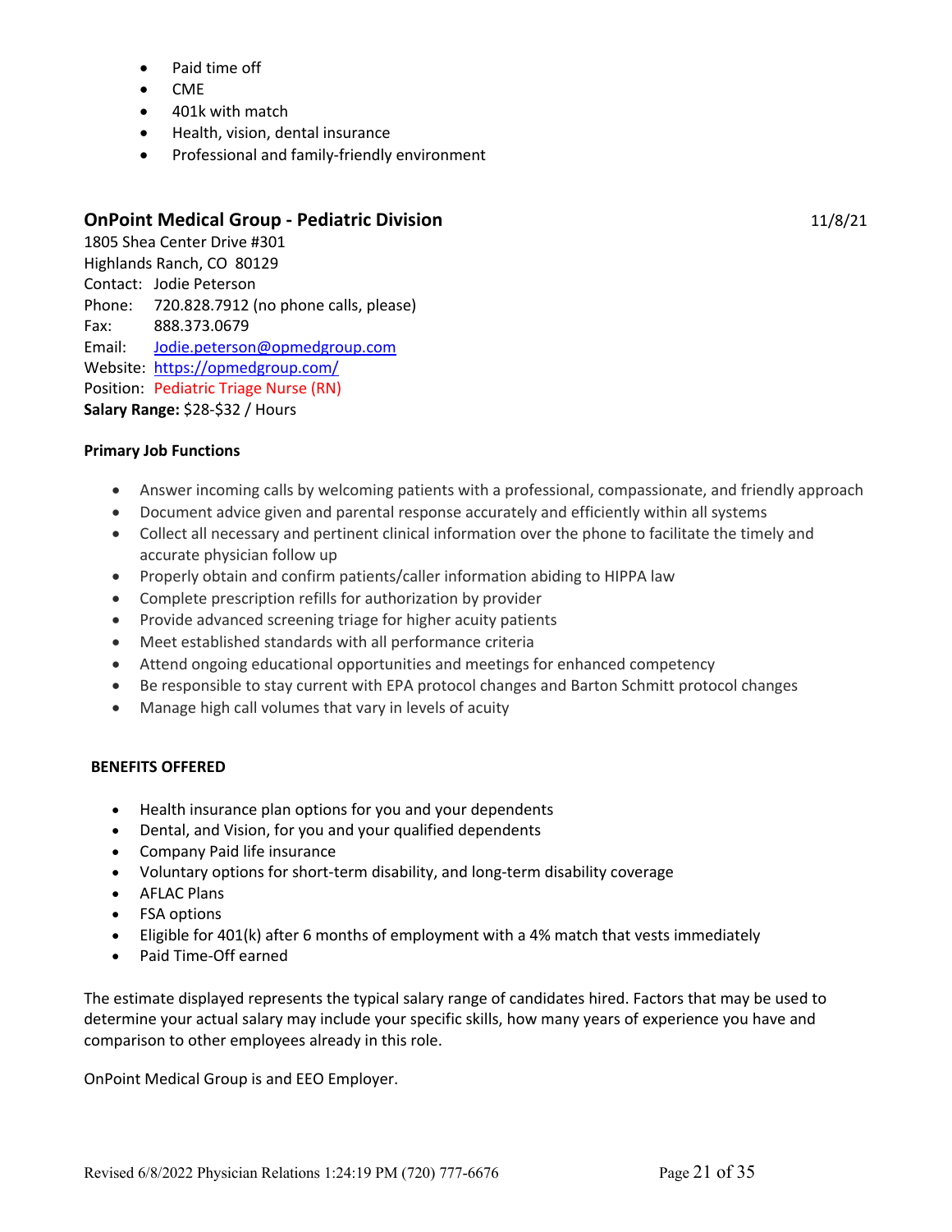- Paid time off
- CME
- 401k with match
- Health, vision, dental insurance
- Professional and family-friendly environment

## OnPoint Medical Group - Pediatric Division

11/8/21

1805 Shea Center Drive #301
Highlands Ranch, CO 80129
Contact: Jodie Peterson
Phone: 720.828.7912 (no phone calls, please)
Fax: 888.373.0679
Email: Jodie.peterson@opmedgroup.com
Website: https://opmedgroup.com/
Position: Pediatric Triage Nurse (RN)
**Salary Range:** $28-$32 / Hours

**Primary Job Functions**

- Answer incoming calls by welcoming patients with a professional, compassionate, and friendly approach
- Document advice given and parental response accurately and efficiently within all systems
- Collect all necessary and pertinent clinical information over the phone to facilitate the timely and accurate physician follow up
- Properly obtain and confirm patients/caller information abiding to HIPPA law
- Complete prescription refills for authorization by provider
- Provide advanced screening triage for higher acuity patients
- Meet established standards with all performance criteria
- Attend ongoing educational opportunities and meetings for enhanced competency
- Be responsible to stay current with EPA protocol changes and Barton Schmitt protocol changes
- Manage high call volumes that vary in levels of acuity

**BENEFITS OFFERED**

- Health insurance plan options for you and your dependents
- Dental, and Vision, for you and your qualified dependents
- Company Paid life insurance
- Voluntary options for short-term disability, and long-term disability coverage
- AFLAC Plans
- FSA options
- Eligible for 401(k) after 6 months of employment with a 4% match that vests immediately
- Paid Time-Off earned

The estimate displayed represents the typical salary range of candidates hired. Factors that may be used to determine your actual salary may include your specific skills, how many years of experience you have and comparison to other employees already in this role.

OnPoint Medical Group is and EEO Employer.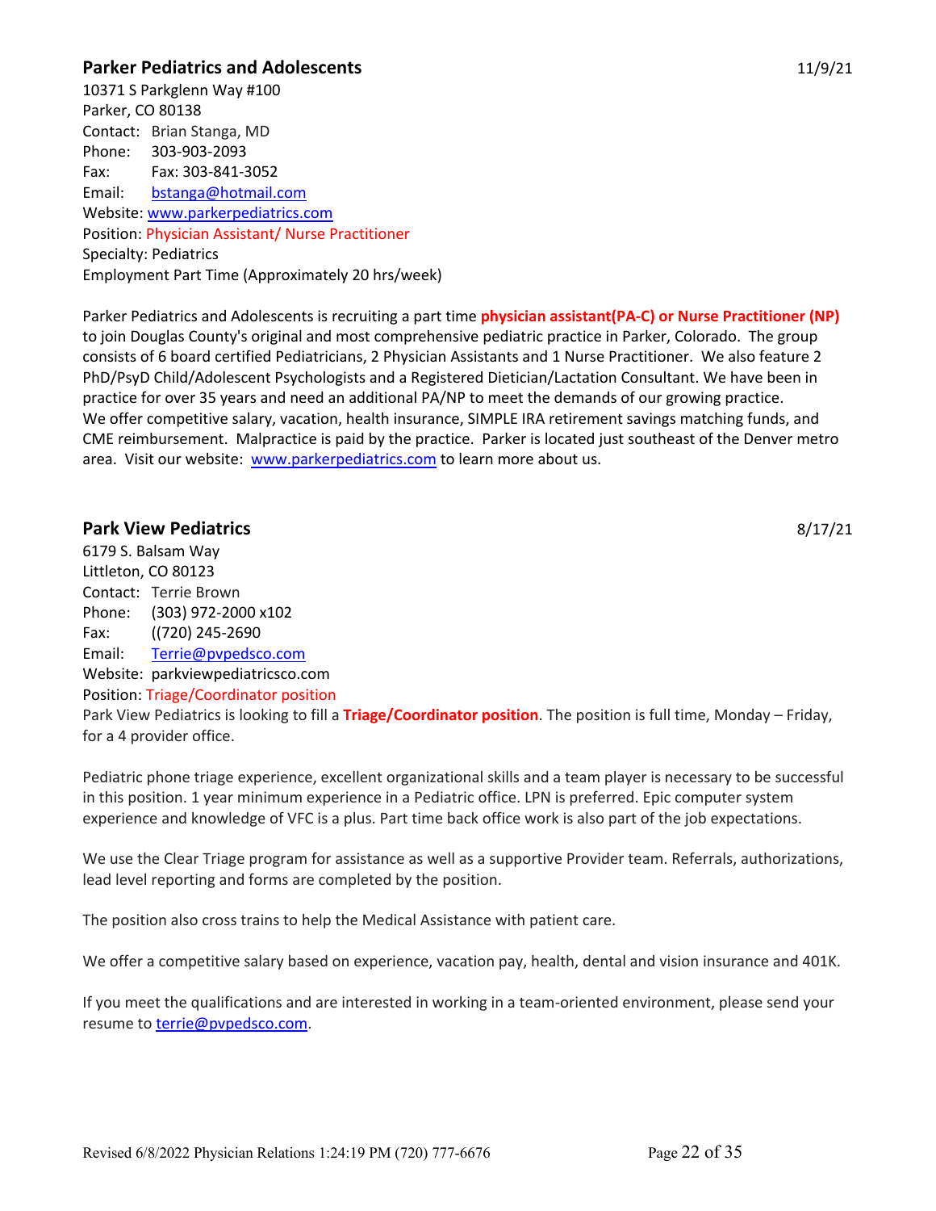## Parker Pediatrics and Adolescents

11/9/21

10371 S Parkglenn Way #100
Parker, CO 80138
Contact: Brian Stanga, MD
Phone: 303-903-2093
Fax: Fax: 303-841-3052
Email: bstanga@hotmail.com
Website: www.parkerpediatrics.com
Position: Physician Assistant/ Nurse Practitioner
Specialty: Pediatrics
Employment Part Time (Approximately 20 hrs/week)

Parker Pediatrics and Adolescents is recruiting a part time **physician assistant(PA-C) or Nurse Practitioner (NP)** to join Douglas County's original and most comprehensive pediatric practice in Parker, Colorado. The group consists of 6 board certified Pediatricians, 2 Physician Assistants and 1 Nurse Practitioner. We also feature 2 PhD/PsyD Child/Adolescent Psychologists and a Registered Dietician/Lactation Consultant. We have been in practice for over 35 years and need an additional PA/NP to meet the demands of our growing practice. We offer competitive salary, vacation, health insurance, SIMPLE IRA retirement savings matching funds, and CME reimbursement. Malpractice is paid by the practice. Parker is located just southeast of the Denver metro area. Visit our website: www.parkerpediatrics.com to learn more about us.

## Park View Pediatrics

8/17/21

6179 S. Balsam Way
Littleton, CO 80123
Contact: Terrie Brown
Phone: (303) 972-2000 x102
Fax: ((720) 245-2690
Email: Terrie@pvpedsco.com
Website: parkviewpediatricsco.com
Position: Triage/Coordinator position
Park View Pediatrics is looking to fill a **Triage/Coordinator position**. The position is full time, Monday – Friday, for a 4 provider office.

Pediatric phone triage experience, excellent organizational skills and a team player is necessary to be successful in this position. 1 year minimum experience in a Pediatric office. LPN is preferred. Epic computer system experience and knowledge of VFC is a plus. Part time back office work is also part of the job expectations.

We use the Clear Triage program for assistance as well as a supportive Provider team. Referrals, authorizations, lead level reporting and forms are completed by the position.

The position also cross trains to help the Medical Assistance with patient care.

We offer a competitive salary based on experience, vacation pay, health, dental and vision insurance and 401K.

If you meet the qualifications and are interested in working in a team-oriented environment, please send your resume to terrie@pvpedsco.com.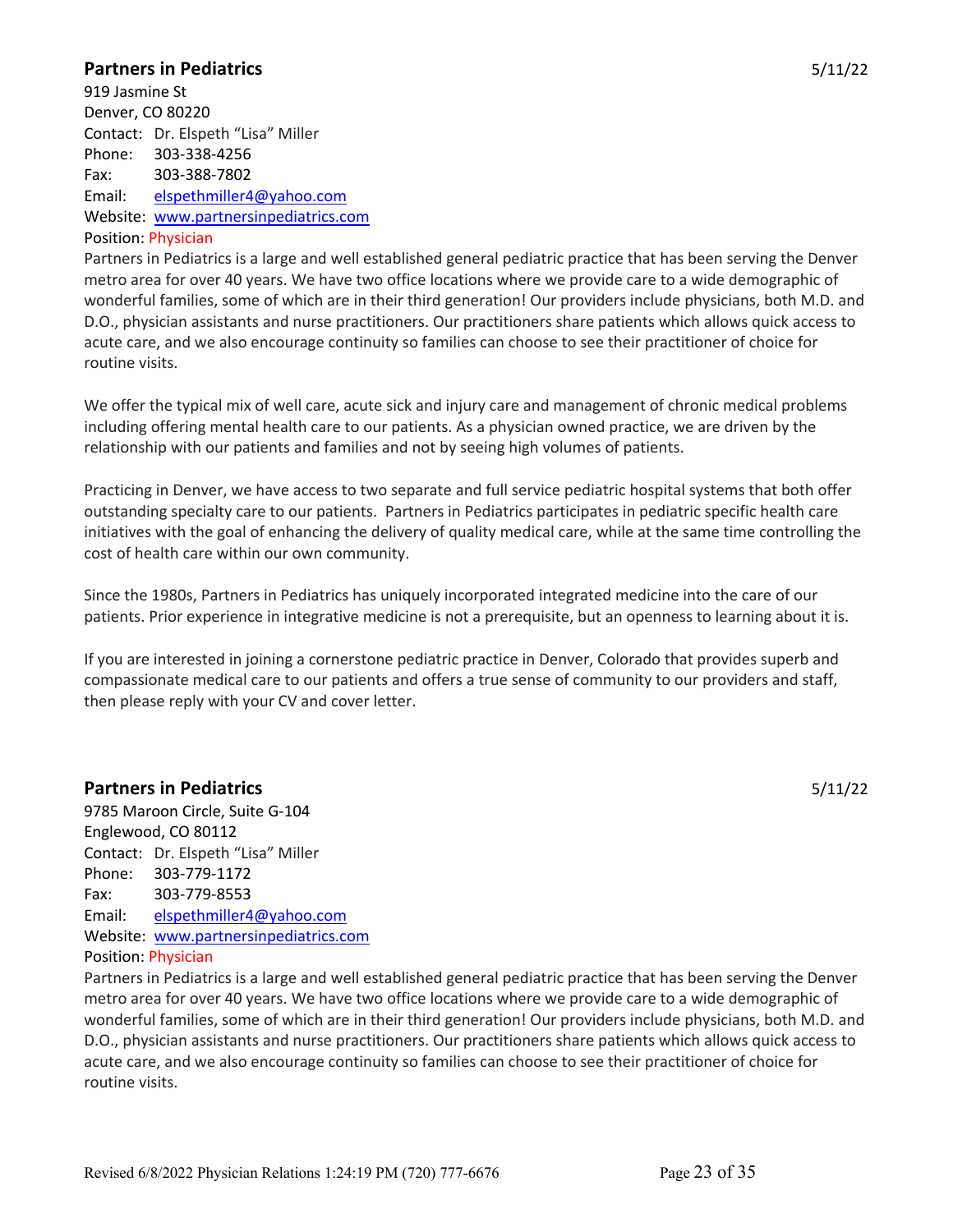## Partners in Pediatrics

5/11/22

919 Jasmine St
Denver, CO 80220
Contact: Dr. Elspeth "Lisa" Miller
Phone: 303-338-4256
Fax: 303-388-7802
Email: elspethmiller4@yahoo.com
Website: www.partnersinpediatrics.com
Position: Physician

Partners in Pediatrics is a large and well established general pediatric practice that has been serving the Denver metro area for over 40 years. We have two office locations where we provide care to a wide demographic of wonderful families, some of which are in their third generation! Our providers include physicians, both M.D. and D.O., physician assistants and nurse practitioners. Our practitioners share patients which allows quick access to acute care, and we also encourage continuity so families can choose to see their practitioner of choice for routine visits.

We offer the typical mix of well care, acute sick and injury care and management of chronic medical problems including offering mental health care to our patients. As a physician owned practice, we are driven by the relationship with our patients and families and not by seeing high volumes of patients.

Practicing in Denver, we have access to two separate and full service pediatric hospital systems that both offer outstanding specialty care to our patients. Partners in Pediatrics participates in pediatric specific health care initiatives with the goal of enhancing the delivery of quality medical care, while at the same time controlling the cost of health care within our own community.

Since the 1980s, Partners in Pediatrics has uniquely incorporated integrated medicine into the care of our patients. Prior experience in integrative medicine is not a prerequisite, but an openness to learning about it is.

If you are interested in joining a cornerstone pediatric practice in Denver, Colorado that provides superb and compassionate medical care to our patients and offers a true sense of community to our providers and staff, then please reply with your CV and cover letter.

## Partners in Pediatrics

5/11/22

9785 Maroon Circle, Suite G-104
Englewood, CO 80112
Contact: Dr. Elspeth "Lisa" Miller
Phone: 303-779-1172
Fax: 303-779-8553
Email: elspethmiller4@yahoo.com
Website: www.partnersinpediatrics.com
Position: Physician

Partners in Pediatrics is a large and well established general pediatric practice that has been serving the Denver metro area for over 40 years. We have two office locations where we provide care to a wide demographic of wonderful families, some of which are in their third generation! Our providers include physicians, both M.D. and D.O., physician assistants and nurse practitioners. Our practitioners share patients which allows quick access to acute care, and we also encourage continuity so families can choose to see their practitioner of choice for routine visits.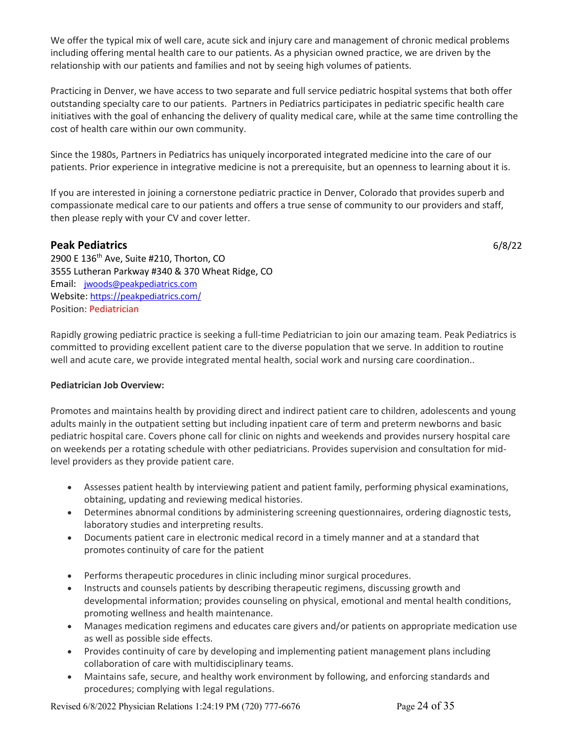We offer the typical mix of well care, acute sick and injury care and management of chronic medical problems including offering mental health care to our patients. As a physician owned practice, we are driven by the relationship with our patients and families and not by seeing high volumes of patients.

Practicing in Denver, we have access to two separate and full service pediatric hospital systems that both offer outstanding specialty care to our patients. Partners in Pediatrics participates in pediatric specific health care initiatives with the goal of enhancing the delivery of quality medical care, while at the same time controlling the cost of health care within our own community.

Since the 1980s, Partners in Pediatrics has uniquely incorporated integrated medicine into the care of our patients. Prior experience in integrative medicine is not a prerequisite, but an openness to learning about it is.

If you are interested in joining a cornerstone pediatric practice in Denver, Colorado that provides superb and compassionate medical care to our patients and offers a true sense of community to our providers and staff, then please reply with your CV and cover letter.

## Peak Pediatrics

6/8/22

2900 E 136th Ave, Suite #210, Thorton, CO
3555 Lutheran Parkway #340 & 370 Wheat Ridge, CO
Email: jwoods@peakpediatrics.com
Website: https://peakpediatrics.com/
Position: Pediatrician

Rapidly growing pediatric practice is seeking a full-time Pediatrician to join our amazing team. Peak Pediatrics is committed to providing excellent patient care to the diverse population that we serve. In addition to routine well and acute care, we provide integrated mental health, social work and nursing care coordination..

**Pediatrician Job Overview:**

Promotes and maintains health by providing direct and indirect patient care to children, adolescents and young adults mainly in the outpatient setting but including inpatient care of term and preterm newborns and basic pediatric hospital care. Covers phone call for clinic on nights and weekends and provides nursery hospital care on weekends per a rotating schedule with other pediatricians. Provides supervision and consultation for mid-level providers as they provide patient care.

- Assesses patient health by interviewing patient and patient family, performing physical examinations, obtaining, updating and reviewing medical histories.
- Determines abnormal conditions by administering screening questionnaires, ordering diagnostic tests, laboratory studies and interpreting results.
- Documents patient care in electronic medical record in a timely manner and at a standard that promotes continuity of care for the patient
- Performs therapeutic procedures in clinic including minor surgical procedures.
- Instructs and counsels patients by describing therapeutic regimens, discussing growth and developmental information; provides counseling on physical, emotional and mental health conditions, promoting wellness and health maintenance.
- Manages medication regimens and educates care givers and/or patients on appropriate medication use as well as possible side effects.
- Provides continuity of care by developing and implementing patient management plans including collaboration of care with multidisciplinary teams.
- Maintains safe, secure, and healthy work environment by following, and enforcing standards and procedures; complying with legal regulations.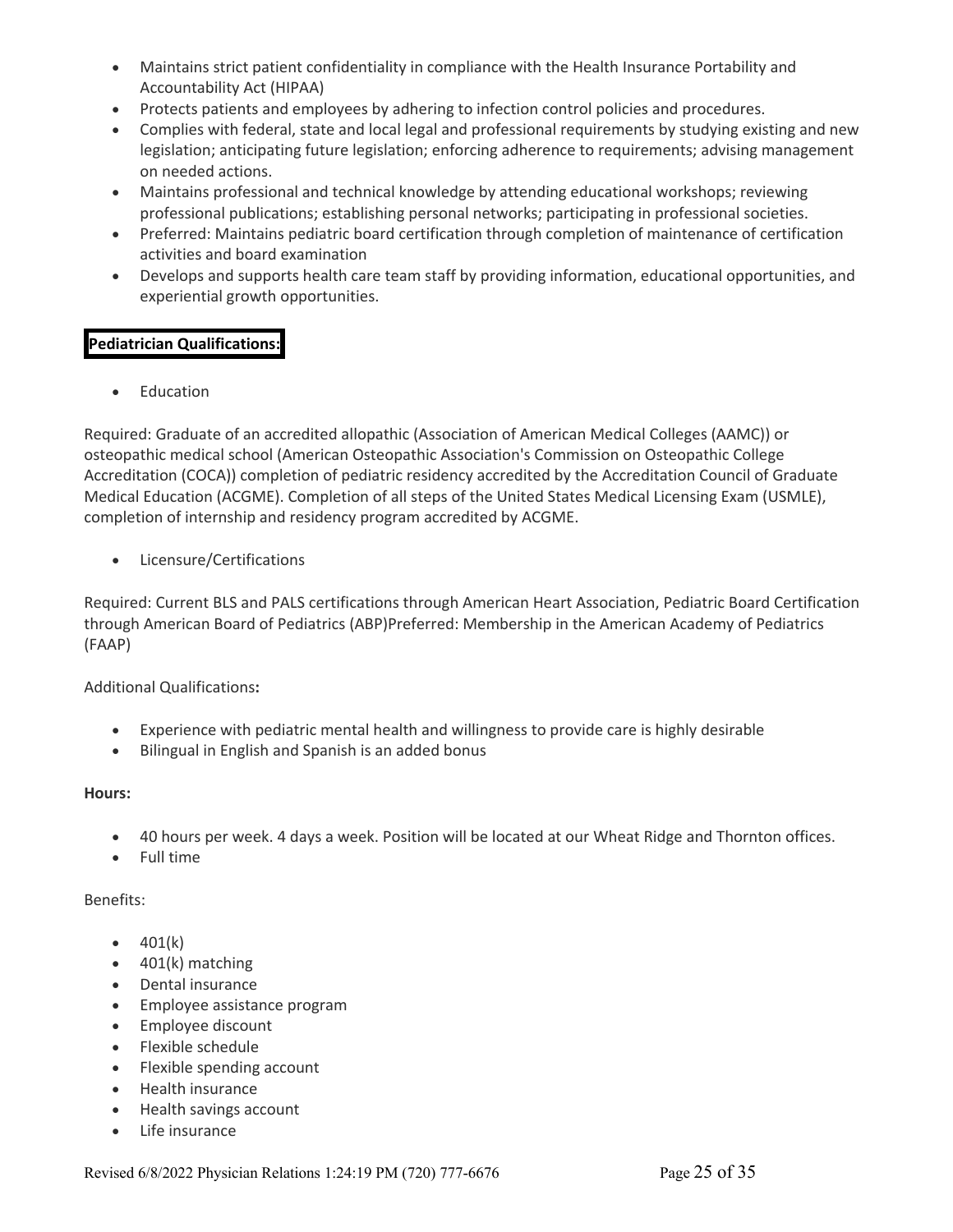- Maintains strict patient confidentiality in compliance with the Health Insurance Portability and Accountability Act (HIPAA)
- Protects patients and employees by adhering to infection control policies and procedures.
- Complies with federal, state and local legal and professional requirements by studying existing and new legislation; anticipating future legislation; enforcing adherence to requirements; advising management on needed actions.
- Maintains professional and technical knowledge by attending educational workshops; reviewing professional publications; establishing personal networks; participating in professional societies.
- Preferred: Maintains pediatric board certification through completion of maintenance of certification activities and board examination
- Develops and supports health care team staff by providing information, educational opportunities, and experiential growth opportunities.

**Pediatrician Qualifications:**

- Education

Required: Graduate of an accredited allopathic (Association of American Medical Colleges (AAMC)) or osteopathic medical school (American Osteopathic Association's Commission on Osteopathic College Accreditation (COCA)) completion of pediatric residency accredited by the Accreditation Council of Graduate Medical Education (ACGME). Completion of all steps of the United States Medical Licensing Exam (USMLE), completion of internship and residency program accredited by ACGME.

- Licensure/Certifications

Required: Current BLS and PALS certifications through American Heart Association, Pediatric Board Certification through American Board of Pediatrics (ABP)Preferred: Membership in the American Academy of Pediatrics (FAAP)

Additional Qualifications**:**

- Experience with pediatric mental health and willingness to provide care is highly desirable
- Bilingual in English and Spanish is an added bonus

**Hours:**

- 40 hours per week. 4 days a week. Position will be located at our Wheat Ridge and Thornton offices.
- Full time

Benefits:

- 401(k)
- 401(k) matching
- Dental insurance
- Employee assistance program
- Employee discount
- Flexible schedule
- Flexible spending account
- Health insurance
- Health savings account
- Life insurance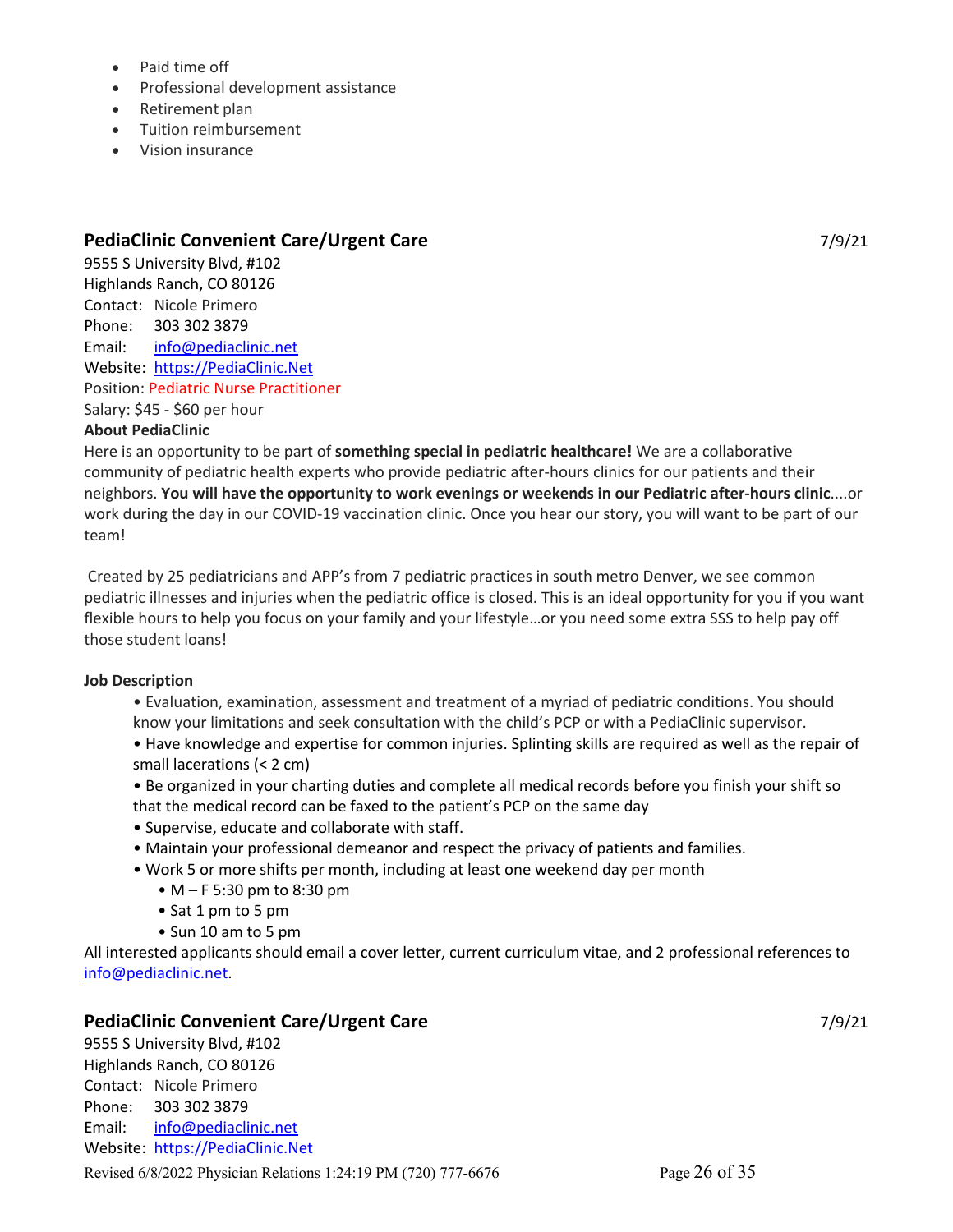- Paid time off
- Professional development assistance
- Retirement plan
- Tuition reimbursement
- Vision insurance

## PediaClinic Convenient Care/Urgent Care

7/9/21

9555 S University Blvd, #102
Highlands Ranch, CO 80126
Contact: Nicole Primero
Phone: 303 302 3879
Email: info@pediaclinic.net
Website: https://PediaClinic.Net
Position: Pediatric Nurse Practitioner
Salary: $45 - $60 per hour

**About PediaClinic**

Here is an opportunity to be part of **something special in pediatric healthcare!** We are a collaborative community of pediatric health experts who provide pediatric after-hours clinics for our patients and their neighbors. **You will have the opportunity to work evenings or weekends in our Pediatric after-hours clinic**....or work during the day in our COVID-19 vaccination clinic. Once you hear our story, you will want to be part of our team!

Created by 25 pediatricians and APP's from 7 pediatric practices in south metro Denver, we see common pediatric illnesses and injuries when the pediatric office is closed. This is an ideal opportunity for you if you want flexible hours to help you focus on your family and your lifestyle…or you need some extra SSS to help pay off those student loans!

**Job Description**

- Evaluation, examination, assessment and treatment of a myriad of pediatric conditions. You should know your limitations and seek consultation with the child's PCP or with a PediaClinic supervisor.
- Have knowledge and expertise for common injuries. Splinting skills are required as well as the repair of small lacerations (< 2 cm)
- Be organized in your charting duties and complete all medical records before you finish your shift so that the medical record can be faxed to the patient's PCP on the same day
- Supervise, educate and collaborate with staff.
- Maintain your professional demeanor and respect the privacy of patients and families.
- Work 5 or more shifts per month, including at least one weekend day per month
    - M – F 5:30 pm to 8:30 pm
    - Sat 1 pm to 5 pm
    - Sun 10 am to 5 pm

All interested applicants should email a cover letter, current curriculum vitae, and 2 professional references to info@pediaclinic.net.

## PediaClinic Convenient Care/Urgent Care

7/9/21

9555 S University Blvd, #102
Highlands Ranch, CO 80126
Contact: Nicole Primero
Phone: 303 302 3879
Email: info@pediaclinic.net
Website: https://PediaClinic.Net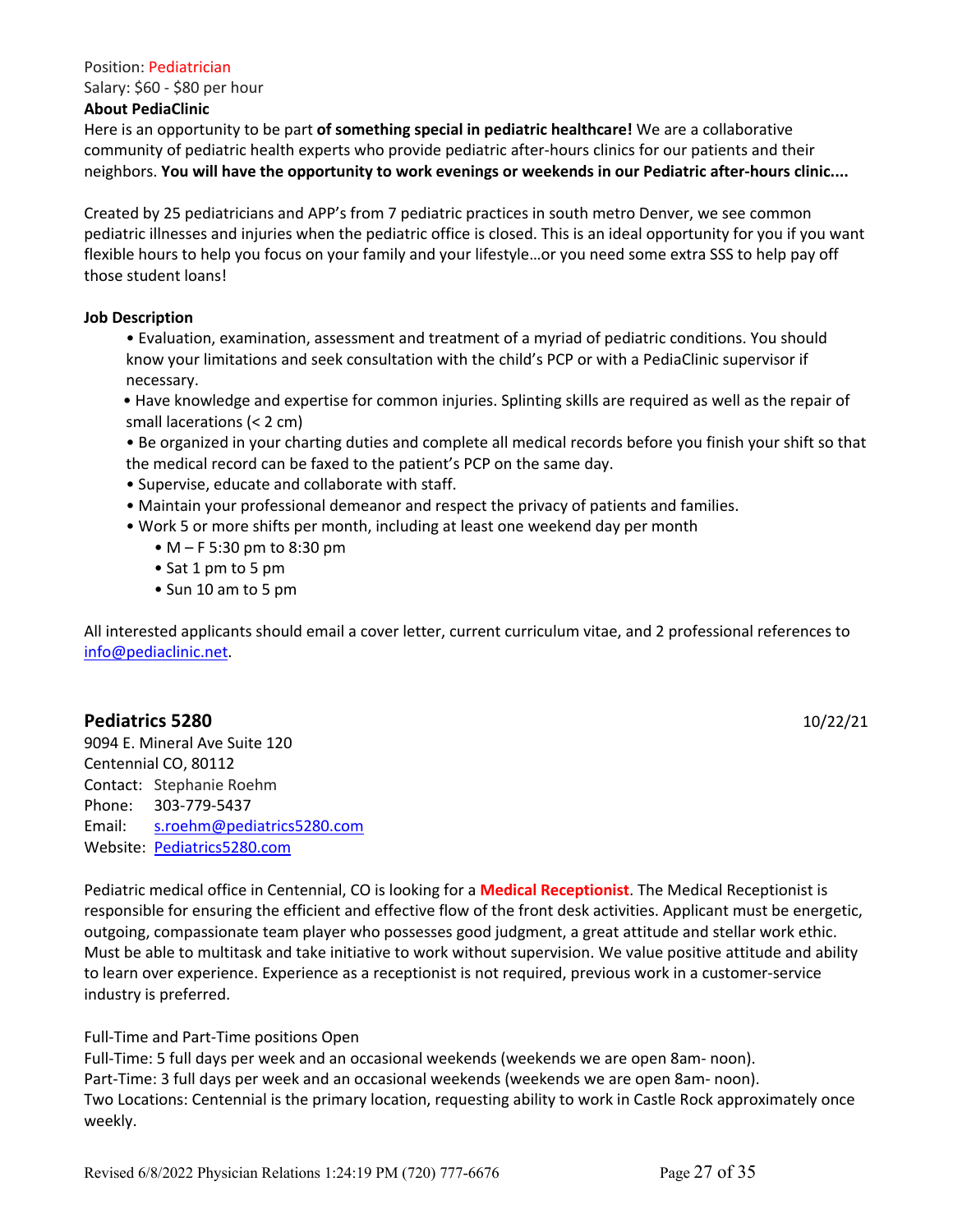Position: Pediatrician
Salary: $60 - $80 per hour

**About PediaClinic**

Here is an opportunity to be part **of something special in pediatric healthcare!** We are a collaborative community of pediatric health experts who provide pediatric after-hours clinics for our patients and their neighbors. **You will have the opportunity to work evenings or weekends in our Pediatric after-hours clinic....**

Created by 25 pediatricians and APP's from 7 pediatric practices in south metro Denver, we see common pediatric illnesses and injuries when the pediatric office is closed. This is an ideal opportunity for you if you want flexible hours to help you focus on your family and your lifestyle…or you need some extra SSS to help pay off those student loans!

**Job Description**

- Evaluation, examination, assessment and treatment of a myriad of pediatric conditions. You should know your limitations and seek consultation with the child's PCP or with a PediaClinic supervisor if necessary.
- Have knowledge and expertise for common injuries. Splinting skills are required as well as the repair of small lacerations (< 2 cm)
- Be organized in your charting duties and complete all medical records before you finish your shift so that the medical record can be faxed to the patient's PCP on the same day.
- Supervise, educate and collaborate with staff.
- Maintain your professional demeanor and respect the privacy of patients and families.
- Work 5 or more shifts per month, including at least one weekend day per month
  - M – F 5:30 pm to 8:30 pm
  - Sat 1 pm to 5 pm
  - Sun 10 am to 5 pm

All interested applicants should email a cover letter, current curriculum vitae, and 2 professional references to info@pediaclinic.net.

## Pediatrics 5280

10/22/21

9094 E. Mineral Ave Suite 120
Centennial CO, 80112
Contact: Stephanie Roehm
Phone: 303-779-5437
Email: s.roehm@pediatrics5280.com
Website: Pediatrics5280.com

Pediatric medical office in Centennial, CO is looking for a **Medical Receptionist**. The Medical Receptionist is responsible for ensuring the efficient and effective flow of the front desk activities. Applicant must be energetic, outgoing, compassionate team player who possesses good judgment, a great attitude and stellar work ethic. Must be able to multitask and take initiative to work without supervision. We value positive attitude and ability to learn over experience. Experience as a receptionist is not required, previous work in a customer-service industry is preferred.

Full-Time and Part-Time positions Open
Full-Time: 5 full days per week and an occasional weekends (weekends we are open 8am- noon).
Part-Time: 3 full days per week and an occasional weekends (weekends we are open 8am- noon).
Two Locations: Centennial is the primary location, requesting ability to work in Castle Rock approximately once weekly.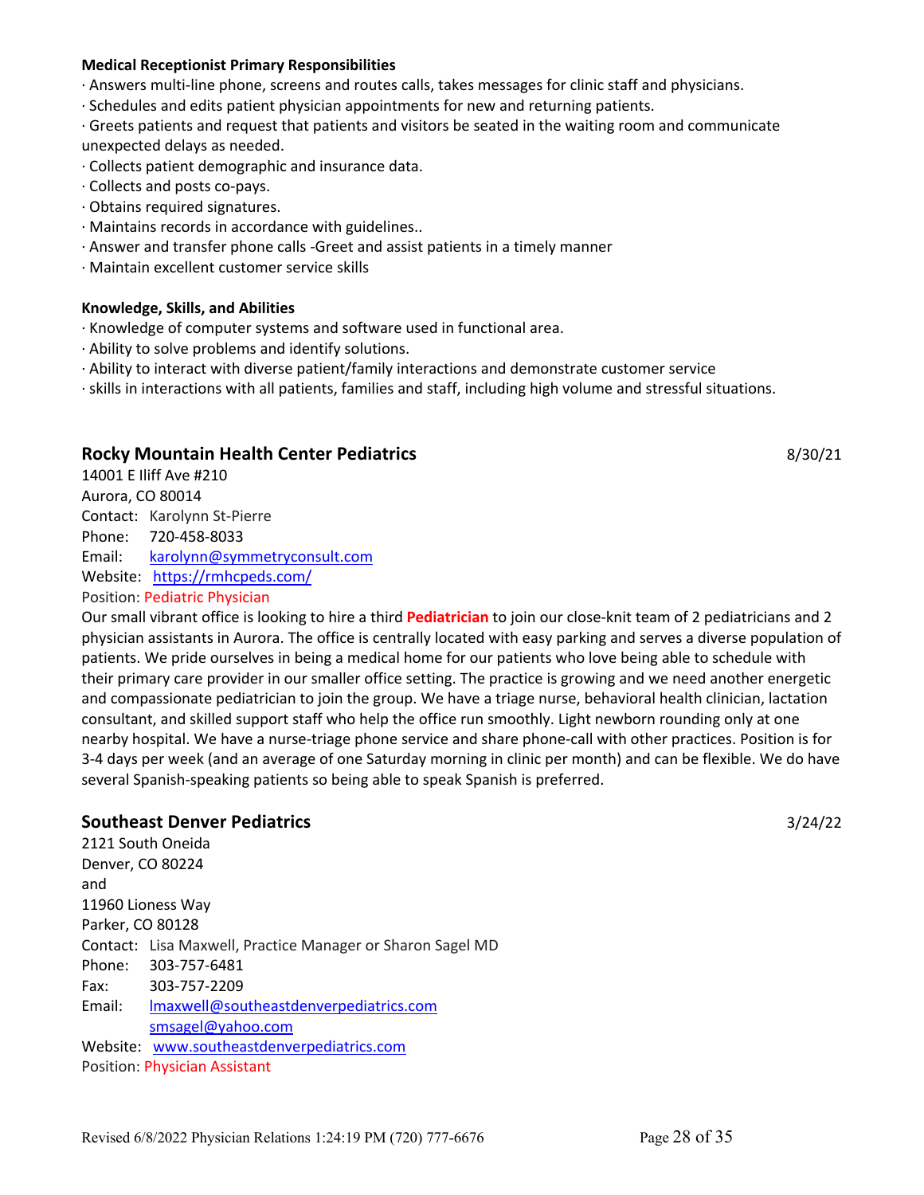**Medical Receptionist Primary Responsibilities**

· Answers multi-line phone, screens and routes calls, takes messages for clinic staff and physicians.
· Schedules and edits patient physician appointments for new and returning patients.
· Greets patients and request that patients and visitors be seated in the waiting room and communicate unexpected delays as needed.
· Collects patient demographic and insurance data.
· Collects and posts co-pays.
· Obtains required signatures.
· Maintains records in accordance with guidelines..
· Answer and transfer phone calls -Greet and assist patients in a timely manner
· Maintain excellent customer service skills

**Knowledge, Skills, and Abilities**

· Knowledge of computer systems and software used in functional area.
· Ability to solve problems and identify solutions.
· Ability to interact with diverse patient/family interactions and demonstrate customer service
· skills in interactions with all patients, families and staff, including high volume and stressful situations.

## Rocky Mountain Health Center Pediatrics

8/30/21

14001 E Iliff Ave #210
Aurora, CO 80014
Contact: Karolynn St-Pierre
Phone: 720-458-8033
Email: karolynn@symmetryconsult.com
Website: https://rmhcpeds.com/
Position: Pediatric Physician

Our small vibrant office is looking to hire a third **Pediatrician** to join our close-knit team of 2 pediatricians and 2 physician assistants in Aurora. The office is centrally located with easy parking and serves a diverse population of patients. We pride ourselves in being a medical home for our patients who love being able to schedule with their primary care provider in our smaller office setting. The practice is growing and we need another energetic and compassionate pediatrician to join the group. We have a triage nurse, behavioral health clinician, lactation consultant, and skilled support staff who help the office run smoothly. Light newborn rounding only at one nearby hospital. We have a nurse-triage phone service and share phone-call with other practices. Position is for 3-4 days per week (and an average of one Saturday morning in clinic per month) and can be flexible. We do have several Spanish-speaking patients so being able to speak Spanish is preferred.

## Southeast Denver Pediatrics

3/24/22

2121 South Oneida
Denver, CO 80224
and
11960 Lioness Way
Parker, CO 80128
Contact: Lisa Maxwell, Practice Manager or Sharon Sagel MD
Phone: 303-757-6481
Fax: 303-757-2209
Email: lmaxwell@southeastdenverpediatrics.com
smsagel@yahoo.com
Website: www.southeastdenverpediatrics.com
Position: Physician Assistant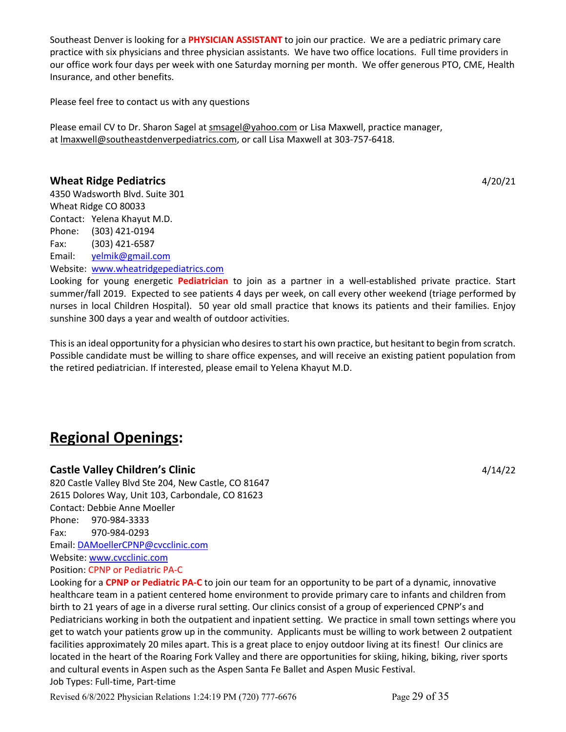Southeast Denver is looking for a **PHYSICIAN ASSISTANT** to join our practice. We are a pediatric primary care practice with six physicians and three physician assistants. We have two office locations. Full time providers in our office work four days per week with one Saturday morning per month. We offer generous PTO, CME, Health Insurance, and other benefits.

Please feel free to contact us with any questions

Please email CV to Dr. Sharon Sagel at smsagel@yahoo.com or Lisa Maxwell, practice manager, at lmaxwell@southeastdenverpediatrics.com, or call Lisa Maxwell at 303-757-6418.

### Wheat Ridge Pediatrics

4/20/21

4350 Wadsworth Blvd. Suite 301
Wheat Ridge CO 80033
Contact: Yelena Khayut M.D.
Phone: (303) 421-0194
Fax: (303) 421-6587
Email: yelmik@gmail.com
Website: www.wheatridgepediatrics.com

Looking for young energetic **Pediatrician** to join as a partner in a well-established private practice. Start summer/fall 2019. Expected to see patients 4 days per week, on call every other weekend (triage performed by nurses in local Children Hospital). 50 year old small practice that knows its patients and their families. Enjoy sunshine 300 days a year and wealth of outdoor activities.

This is an ideal opportunity for a physician who desires to start his own practice, but hesitant to begin from scratch. Possible candidate must be willing to share office expenses, and will receive an existing patient population from the retired pediatrician. If interested, please email to Yelena Khayut M.D.

## Regional Openings:

### Castle Valley Children's Clinic

4/14/22

820 Castle Valley Blvd Ste 204, New Castle, CO 81647
2615 Dolores Way, Unit 103, Carbondale, CO 81623
Contact: Debbie Anne Moeller
Phone: 970-984-3333
Fax: 970-984-0293
Email: DAMoellerCPNP@cvcclinic.com
Website: www.cvcclinic.com
Position: CPNP or Pediatric PA-C

Looking for a **CPNP or Pediatric PA-C** to join our team for an opportunity to be part of a dynamic, innovative healthcare team in a patient centered home environment to provide primary care to infants and children from birth to 21 years of age in a diverse rural setting. Our clinics consist of a group of experienced CPNP's and Pediatricians working in both the outpatient and inpatient setting. We practice in small town settings where you get to watch your patients grow up in the community. Applicants must be willing to work between 2 outpatient facilities approximately 20 miles apart. This is a great place to enjoy outdoor living at its finest! Our clinics are located in the heart of the Roaring Fork Valley and there are opportunities for skiing, hiking, biking, river sports and cultural events in Aspen such as the Aspen Santa Fe Ballet and Aspen Music Festival.
Job Types: Full-time, Part-time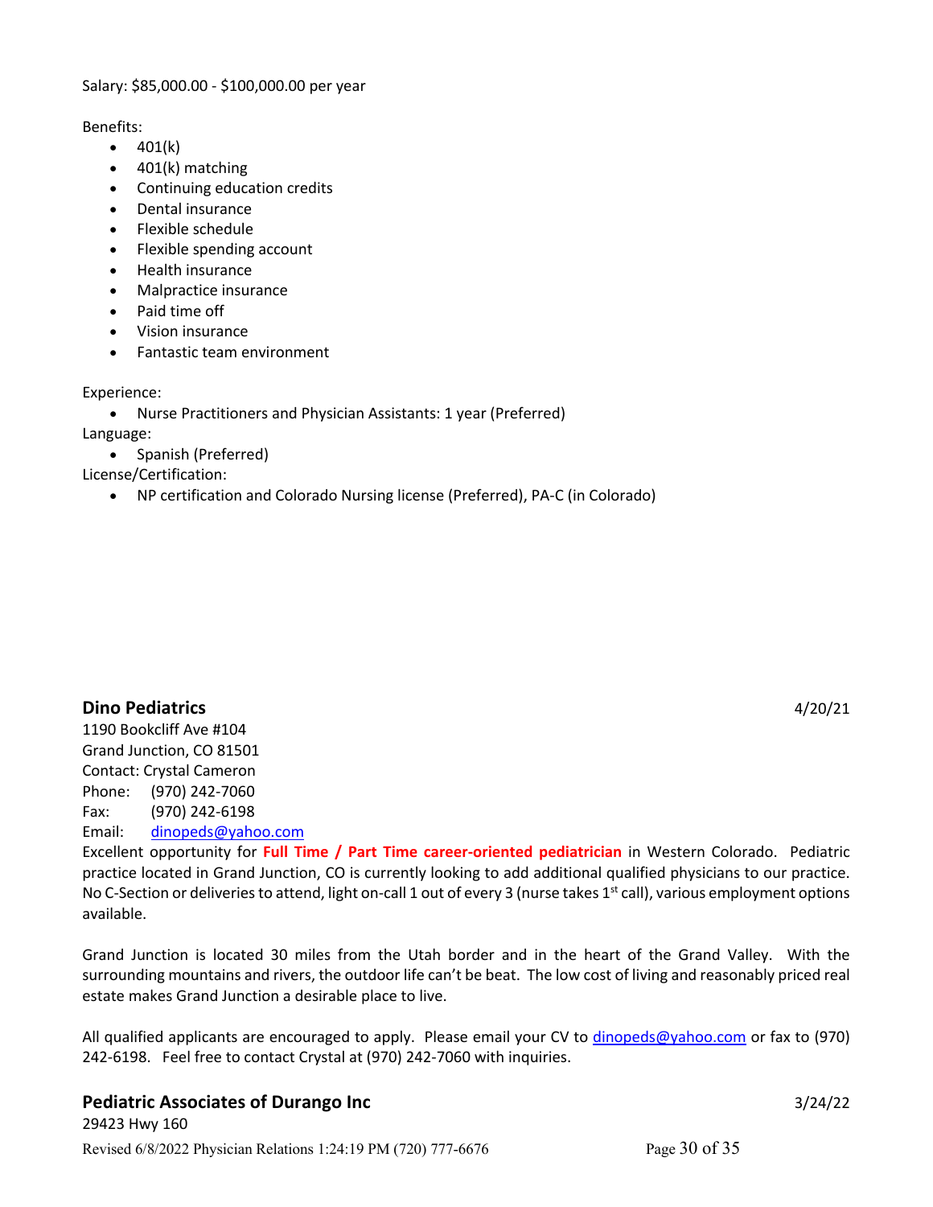Salary: $85,000.00 - $100,000.00 per year

Benefits:

- 401(k)
- 401(k) matching
- Continuing education credits
- Dental insurance
- Flexible schedule
- Flexible spending account
- Health insurance
- Malpractice insurance
- Paid time off
- Vision insurance
- Fantastic team environment

Experience:

- Nurse Practitioners and Physician Assistants: 1 year (Preferred)

Language:

- Spanish (Preferred)

License/Certification:

- NP certification and Colorado Nursing license (Preferred), PA-C (in Colorado)

## Dino Pediatrics

4/20/21

1190 Bookcliff Ave #104
Grand Junction, CO 81501
Contact: Crystal Cameron
Phone: (970) 242-7060
Fax: (970) 242-6198
Email: dinopeds@yahoo.com

Excellent opportunity for **Full Time / Part Time career-oriented pediatrician** in Western Colorado. Pediatric practice located in Grand Junction, CO is currently looking to add additional qualified physicians to our practice. No C-Section or deliveries to attend, light on-call 1 out of every 3 (nurse takes 1st call), various employment options available.

Grand Junction is located 30 miles from the Utah border and in the heart of the Grand Valley. With the surrounding mountains and rivers, the outdoor life can't be beat. The low cost of living and reasonably priced real estate makes Grand Junction a desirable place to live.

All qualified applicants are encouraged to apply. Please email your CV to dinopeds@yahoo.com or fax to (970) 242-6198. Feel free to contact Crystal at (970) 242-7060 with inquiries.

## Pediatric Associates of Durango Inc

3/24/22

29423 Hwy 160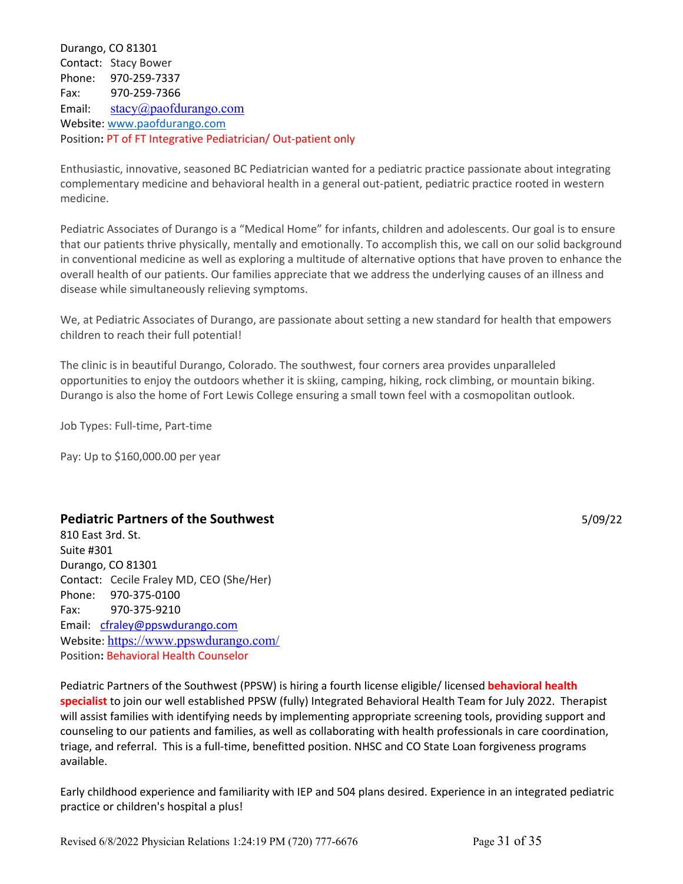Durango, CO 81301
Contact: Stacy Bower
Phone: 970-259-7337
Fax: 970-259-7366
Email: stacy@paofdurango.com
Website: www.paofdurango.com
Position**:** PT of FT Integrative Pediatrician/ Out-patient only

Enthusiastic, innovative, seasoned BC Pediatrician wanted for a pediatric practice passionate about integrating complementary medicine and behavioral health in a general out-patient, pediatric practice rooted in western medicine.

Pediatric Associates of Durango is a "Medical Home" for infants, children and adolescents. Our goal is to ensure that our patients thrive physically, mentally and emotionally. To accomplish this, we call on our solid background in conventional medicine as well as exploring a multitude of alternative options that have proven to enhance the overall health of our patients. Our families appreciate that we address the underlying causes of an illness and disease while simultaneously relieving symptoms.

We, at Pediatric Associates of Durango, are passionate about setting a new standard for health that empowers children to reach their full potential!

The clinic is in beautiful Durango, Colorado. The southwest, four corners area provides unparalleled opportunities to enjoy the outdoors whether it is skiing, camping, hiking, rock climbing, or mountain biking. Durango is also the home of Fort Lewis College ensuring a small town feel with a cosmopolitan outlook.

Job Types: Full-time, Part-time

Pay: Up to $160,000.00 per year

## Pediatric Partners of the Southwest

5/09/22

810 East 3rd. St.
Suite #301
Durango, CO 81301
Contact: Cecile Fraley MD, CEO (She/Her)
Phone: 970-375-0100
Fax: 970-375-9210
Email: cfraley@ppswdurango.com
Website: https://www.ppswdurango.com/
Position**:** Behavioral Health Counselor

Pediatric Partners of the Southwest (PPSW) is hiring a fourth license eligible/ licensed **behavioral health specialist** to join our well established PPSW (fully) Integrated Behavioral Health Team for July 2022. Therapist will assist families with identifying needs by implementing appropriate screening tools, providing support and counseling to our patients and families, as well as collaborating with health professionals in care coordination, triage, and referral. This is a full-time, benefitted position. NHSC and CO State Loan forgiveness programs available.

Early childhood experience and familiarity with IEP and 504 plans desired. Experience in an integrated pediatric practice or children's hospital a plus!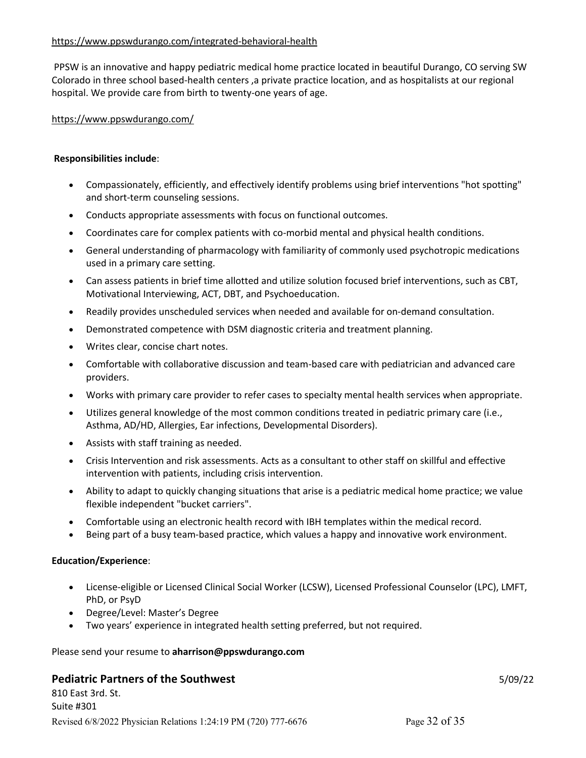https://www.ppswdurango.com/integrated-behavioral-health

PPSW is an innovative and happy pediatric medical home practice located in beautiful Durango, CO serving SW Colorado in three school based-health centers ,a private practice location, and as hospitalists at our regional hospital. We provide care from birth to twenty-one years of age.

https://www.ppswdurango.com/

**Responsibilities include**:

- Compassionately, efficiently, and effectively identify problems using brief interventions "hot spotting" and short-term counseling sessions.
- Conducts appropriate assessments with focus on functional outcomes.
- Coordinates care for complex patients with co-morbid mental and physical health conditions.
- General understanding of pharmacology with familiarity of commonly used psychotropic medications used in a primary care setting.
- Can assess patients in brief time allotted and utilize solution focused brief interventions, such as CBT, Motivational Interviewing, ACT, DBT, and Psychoeducation.
- Readily provides unscheduled services when needed and available for on-demand consultation.
- Demonstrated competence with DSM diagnostic criteria and treatment planning.
- Writes clear, concise chart notes.
- Comfortable with collaborative discussion and team-based care with pediatrician and advanced care providers.
- Works with primary care provider to refer cases to specialty mental health services when appropriate.
- Utilizes general knowledge of the most common conditions treated in pediatric primary care (i.e., Asthma, AD/HD, Allergies, Ear infections, Developmental Disorders).
- Assists with staff training as needed.
- Crisis Intervention and risk assessments. Acts as a consultant to other staff on skillful and effective intervention with patients, including crisis intervention.
- Ability to adapt to quickly changing situations that arise is a pediatric medical home practice; we value flexible independent "bucket carriers".
- Comfortable using an electronic health record with IBH templates within the medical record.
- Being part of a busy team-based practice, which values a happy and innovative work environment.

**Education/Experience**:

- License-eligible or Licensed Clinical Social Worker (LCSW), Licensed Professional Counselor (LPC), LMFT, PhD, or PsyD
- Degree/Level: Master's Degree
- Two years' experience in integrated health setting preferred, but not required.

Please send your resume to **aharrison@ppswdurango.com**

**Pediatric Partners of the Southwest** 5/09/22

810 East 3rd. St.
Suite #301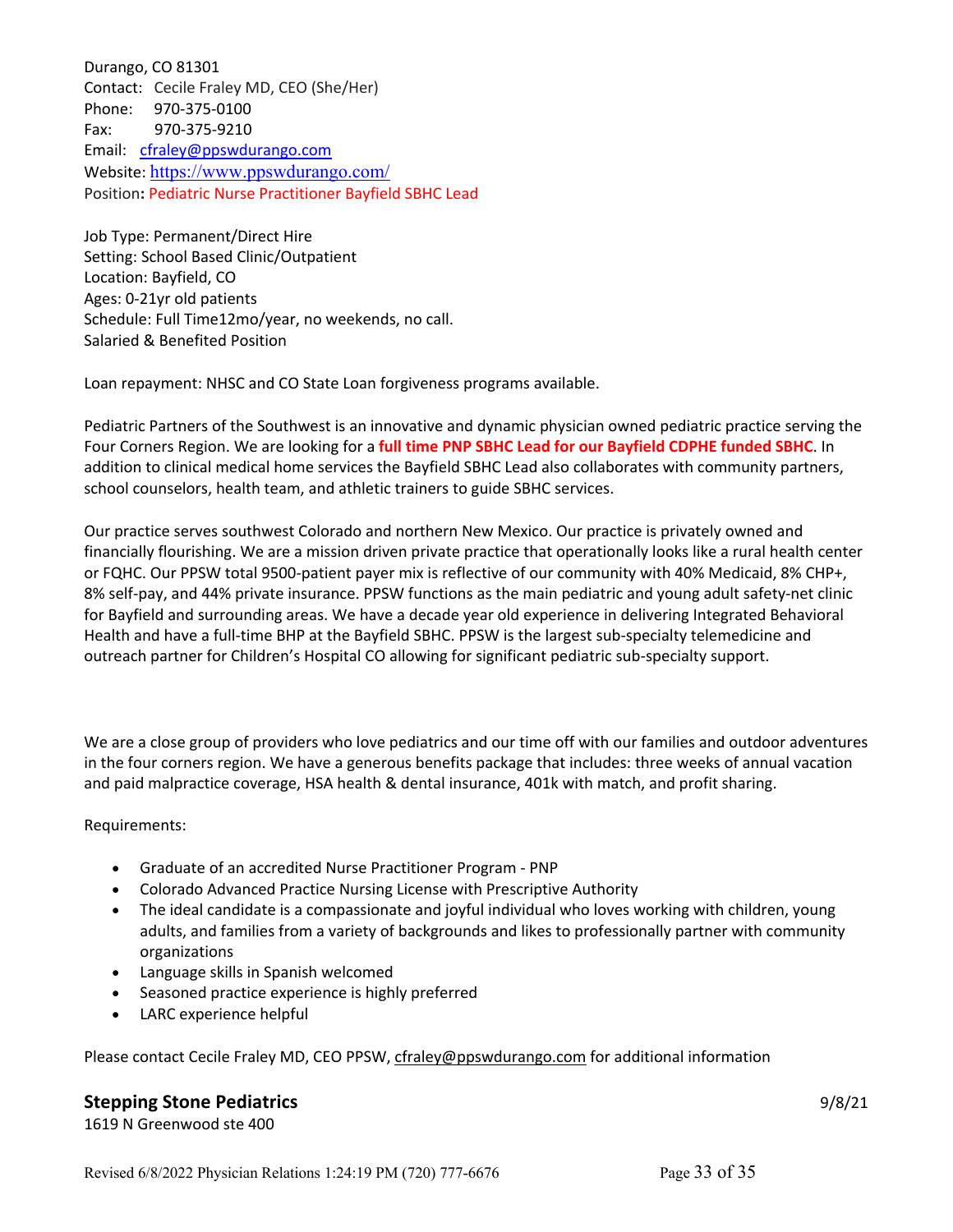Durango, CO 81301
Contact: Cecile Fraley MD, CEO (She/Her)
Phone: 970-375-0100
Fax: 970-375-9210
Email: cfraley@ppswdurango.com
Website: https://www.ppswdurango.com/
Position: Pediatric Nurse Practitioner Bayfield SBHC Lead

Job Type: Permanent/Direct Hire
Setting: School Based Clinic/Outpatient
Location: Bayfield, CO
Ages: 0-21yr old patients
Schedule: Full Time12mo/year, no weekends, no call.
Salaried & Benefited Position

Loan repayment: NHSC and CO State Loan forgiveness programs available.

Pediatric Partners of the Southwest is an innovative and dynamic physician owned pediatric practice serving the Four Corners Region. We are looking for a **full time PNP SBHC Lead for our Bayfield CDPHE funded SBHC**. In addition to clinical medical home services the Bayfield SBHC Lead also collaborates with community partners, school counselors, health team, and athletic trainers to guide SBHC services.

Our practice serves southwest Colorado and northern New Mexico. Our practice is privately owned and financially flourishing. We are a mission driven private practice that operationally looks like a rural health center or FQHC. Our PPSW total 9500-patient payer mix is reflective of our community with 40% Medicaid, 8% CHP+, 8% self-pay, and 44% private insurance. PPSW functions as the main pediatric and young adult safety-net clinic for Bayfield and surrounding areas. We have a decade year old experience in delivering Integrated Behavioral Health and have a full-time BHP at the Bayfield SBHC. PPSW is the largest sub-specialty telemedicine and outreach partner for Children's Hospital CO allowing for significant pediatric sub-specialty support.

We are a close group of providers who love pediatrics and our time off with our families and outdoor adventures in the four corners region. We have a generous benefits package that includes: three weeks of annual vacation and paid malpractice coverage, HSA health & dental insurance, 401k with match, and profit sharing.

Requirements:

- Graduate of an accredited Nurse Practitioner Program - PNP
- Colorado Advanced Practice Nursing License with Prescriptive Authority
- The ideal candidate is a compassionate and joyful individual who loves working with children, young adults, and families from a variety of backgrounds and likes to professionally partner with community organizations
- Language skills in Spanish welcomed
- Seasoned practice experience is highly preferred
- LARC experience helpful

Please contact Cecile Fraley MD, CEO PPSW, cfraley@ppswdurango.com for additional information

## Stepping Stone Pediatrics

9/8/21

1619 N Greenwood ste 400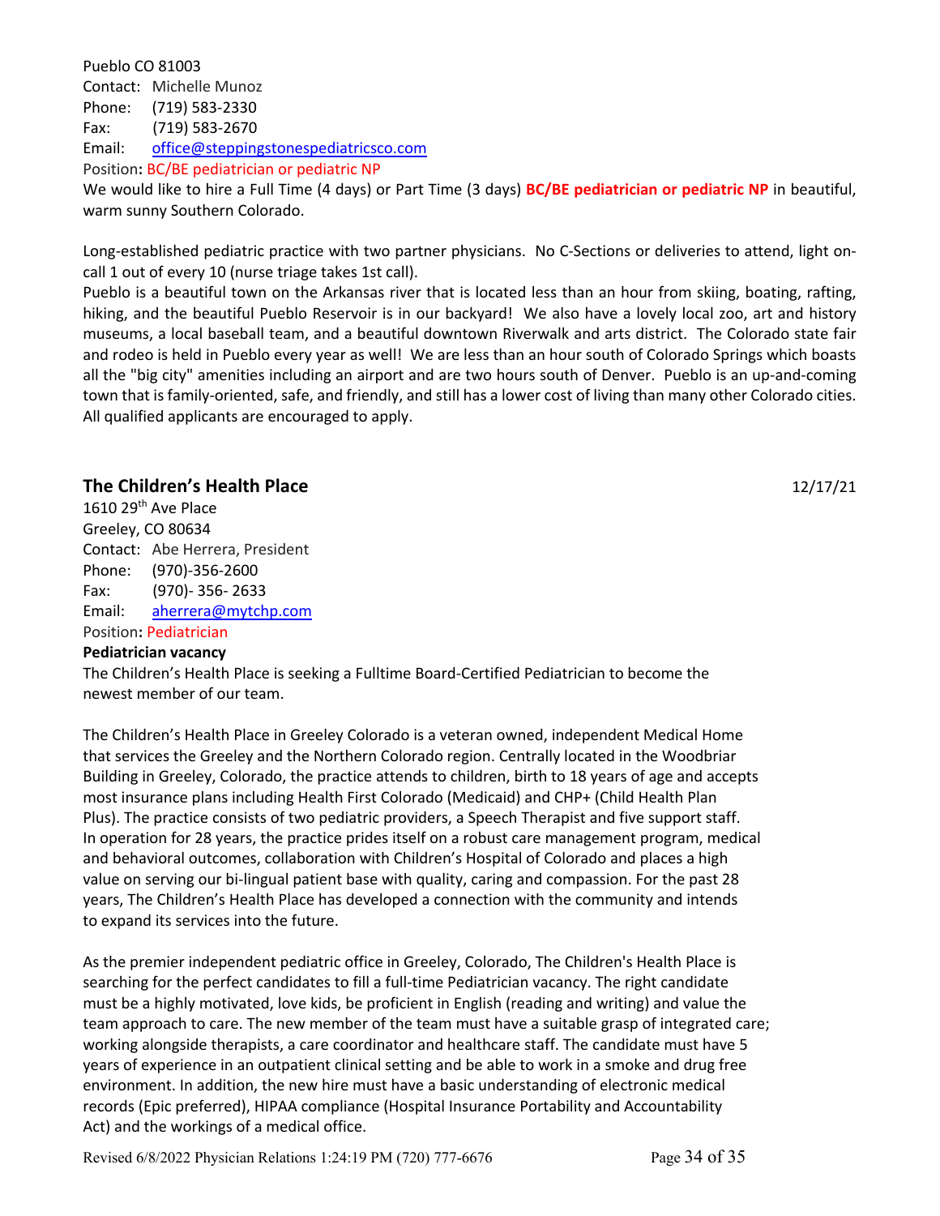Pueblo CO 81003
Contact: Michelle Munoz
Phone: (719) 583-2330
Fax: (719) 583-2670
Email: office@steppingstonespediatricsco.com
Position**:** BC/BE pediatrician or pediatric NP

We would like to hire a Full Time (4 days) or Part Time (3 days) **BC/BE pediatrician or pediatric NP** in beautiful, warm sunny Southern Colorado.

Long-established pediatric practice with two partner physicians. No C-Sections or deliveries to attend, light on-call 1 out of every 10 (nurse triage takes 1st call).
Pueblo is a beautiful town on the Arkansas river that is located less than an hour from skiing, boating, rafting, hiking, and the beautiful Pueblo Reservoir is in our backyard! We also have a lovely local zoo, art and history museums, a local baseball team, and a beautiful downtown Riverwalk and arts district. The Colorado state fair and rodeo is held in Pueblo every year as well! We are less than an hour south of Colorado Springs which boasts all the "big city" amenities including an airport and are two hours south of Denver. Pueblo is an up-and-coming town that is family-oriented, safe, and friendly, and still has a lower cost of living than many other Colorado cities. All qualified applicants are encouraged to apply.

## The Children's Health Place

12/17/21

1610 29th Ave Place
Greeley, CO 80634
Contact: Abe Herrera, President
Phone: (970)-356-2600
Fax: (970)- 356- 2633
Email: aherrera@mytchp.com
Position**:** Pediatrician

**Pediatrician vacancy**

The Children's Health Place is seeking a Fulltime Board-Certified Pediatrician to become the newest member of our team.

The Children's Health Place in Greeley Colorado is a veteran owned, independent Medical Home that services the Greeley and the Northern Colorado region. Centrally located in the Woodbriar Building in Greeley, Colorado, the practice attends to children, birth to 18 years of age and accepts most insurance plans including Health First Colorado (Medicaid) and CHP+ (Child Health Plan Plus). The practice consists of two pediatric providers, a Speech Therapist and five support staff. In operation for 28 years, the practice prides itself on a robust care management program, medical and behavioral outcomes, collaboration with Children's Hospital of Colorado and places a high value on serving our bi-lingual patient base with quality, caring and compassion. For the past 28 years, The Children's Health Place has developed a connection with the community and intends to expand its services into the future.

As the premier independent pediatric office in Greeley, Colorado, The Children's Health Place is searching for the perfect candidates to fill a full-time Pediatrician vacancy. The right candidate must be a highly motivated, love kids, be proficient in English (reading and writing) and value the team approach to care. The new member of the team must have a suitable grasp of integrated care; working alongside therapists, a care coordinator and healthcare staff. The candidate must have 5 years of experience in an outpatient clinical setting and be able to work in a smoke and drug free environment. In addition, the new hire must have a basic understanding of electronic medical records (Epic preferred), HIPAA compliance (Hospital Insurance Portability and Accountability Act) and the workings of a medical office.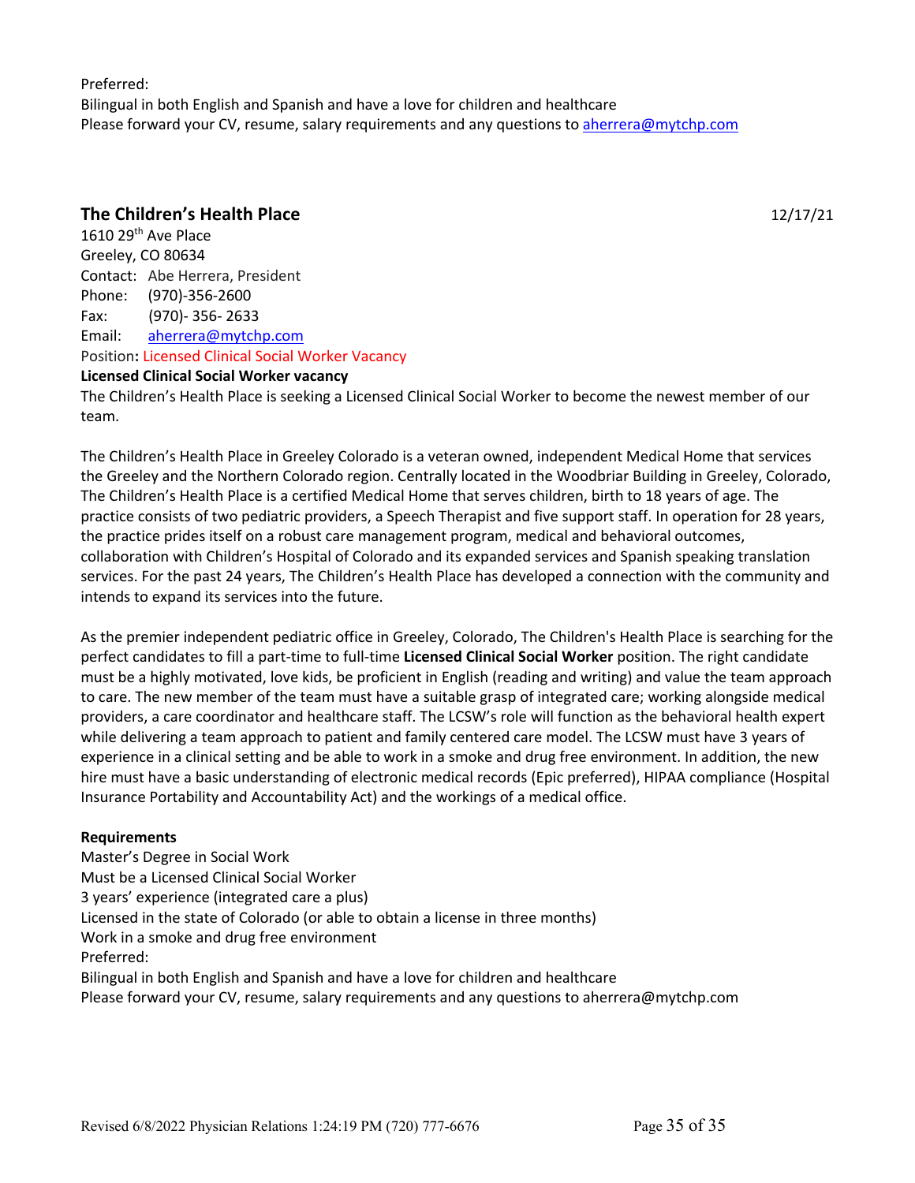Preferred:
Bilingual in both English and Spanish and have a love for children and healthcare
Please forward your CV, resume, salary requirements and any questions to aherrera@mytchp.com

## The Children's Health Place

12/17/21

1610 29th Ave Place
Greeley, CO 80634
Contact: Abe Herrera, President
Phone: (970)-356-2600
Fax: (970)- 356- 2633
Email: aherrera@mytchp.com
Position: Licensed Clinical Social Worker Vacancy

**Licensed Clinical Social Worker vacancy**

The Children's Health Place is seeking a Licensed Clinical Social Worker to become the newest member of our team.

The Children's Health Place in Greeley Colorado is a veteran owned, independent Medical Home that services the Greeley and the Northern Colorado region. Centrally located in the Woodbriar Building in Greeley, Colorado, The Children's Health Place is a certified Medical Home that serves children, birth to 18 years of age. The practice consists of two pediatric providers, a Speech Therapist and five support staff. In operation for 28 years, the practice prides itself on a robust care management program, medical and behavioral outcomes, collaboration with Children's Hospital of Colorado and its expanded services and Spanish speaking translation services. For the past 24 years, The Children's Health Place has developed a connection with the community and intends to expand its services into the future.

As the premier independent pediatric office in Greeley, Colorado, The Children's Health Place is searching for the perfect candidates to fill a part-time to full-time **Licensed Clinical Social Worker** position. The right candidate must be a highly motivated, love kids, be proficient in English (reading and writing) and value the team approach to care. The new member of the team must have a suitable grasp of integrated care; working alongside medical providers, a care coordinator and healthcare staff. The LCSW's role will function as the behavioral health expert while delivering a team approach to patient and family centered care model. The LCSW must have 3 years of experience in a clinical setting and be able to work in a smoke and drug free environment. In addition, the new hire must have a basic understanding of electronic medical records (Epic preferred), HIPAA compliance (Hospital Insurance Portability and Accountability Act) and the workings of a medical office.

**Requirements**

Master's Degree in Social Work
Must be a Licensed Clinical Social Worker
3 years' experience (integrated care a plus)
Licensed in the state of Colorado (or able to obtain a license in three months)
Work in a smoke and drug free environment
Preferred:
Bilingual in both English and Spanish and have a love for children and healthcare
Please forward your CV, resume, salary requirements and any questions to aherrera@mytchp.com